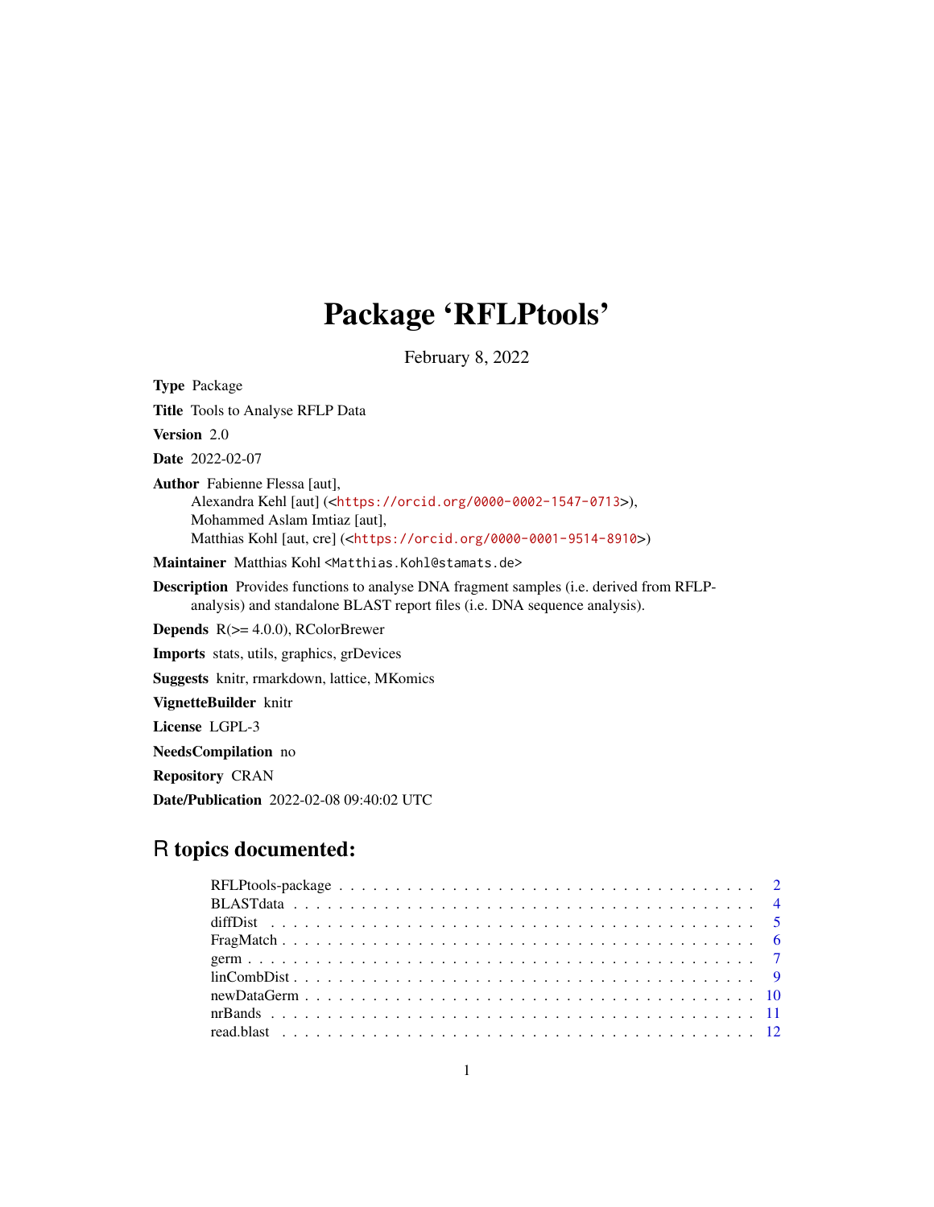# Package 'RFLPtools'

February 8, 2022

**Type** Package

**Title** Tools to Analyse RFLP Data

**Version** 2.0

**Date** 2022-02-07

**Author** Fabienne Flessa [aut],
Alexandra Kehl [aut] (<https://orcid.org/0000-0002-1547-0713>),
Mohammed Aslam Imtiaz [aut],
Matthias Kohl [aut, cre] (<https://orcid.org/0000-0001-9514-8910>)

**Maintainer** Matthias Kohl <Matthias.Kohl@stamats.de>

**Description** Provides functions to analyse DNA fragment samples (i.e. derived from RFLP-analysis) and standalone BLAST report files (i.e. DNA sequence analysis).

**Depends** R(>= 4.0.0), RColorBrewer

**Imports** stats, utils, graphics, grDevices

**Suggests** knitr, rmarkdown, lattice, MKomics

**VignetteBuilder** knitr

**License** LGPL-3

**NeedsCompilation** no

**Repository** CRAN

**Date/Publication** 2022-02-08 09:40:02 UTC

## R topics documented:

| | |
|---|---|
| RFLPtools-package | 2 |
| BLASTdata | 4 |
| diffDist | 5 |
| FragMatch | 6 |
| germ | 7 |
| linCombDist | 9 |
| newDataGerm | 10 |
| nrBands | 11 |
| read.blast | 12 |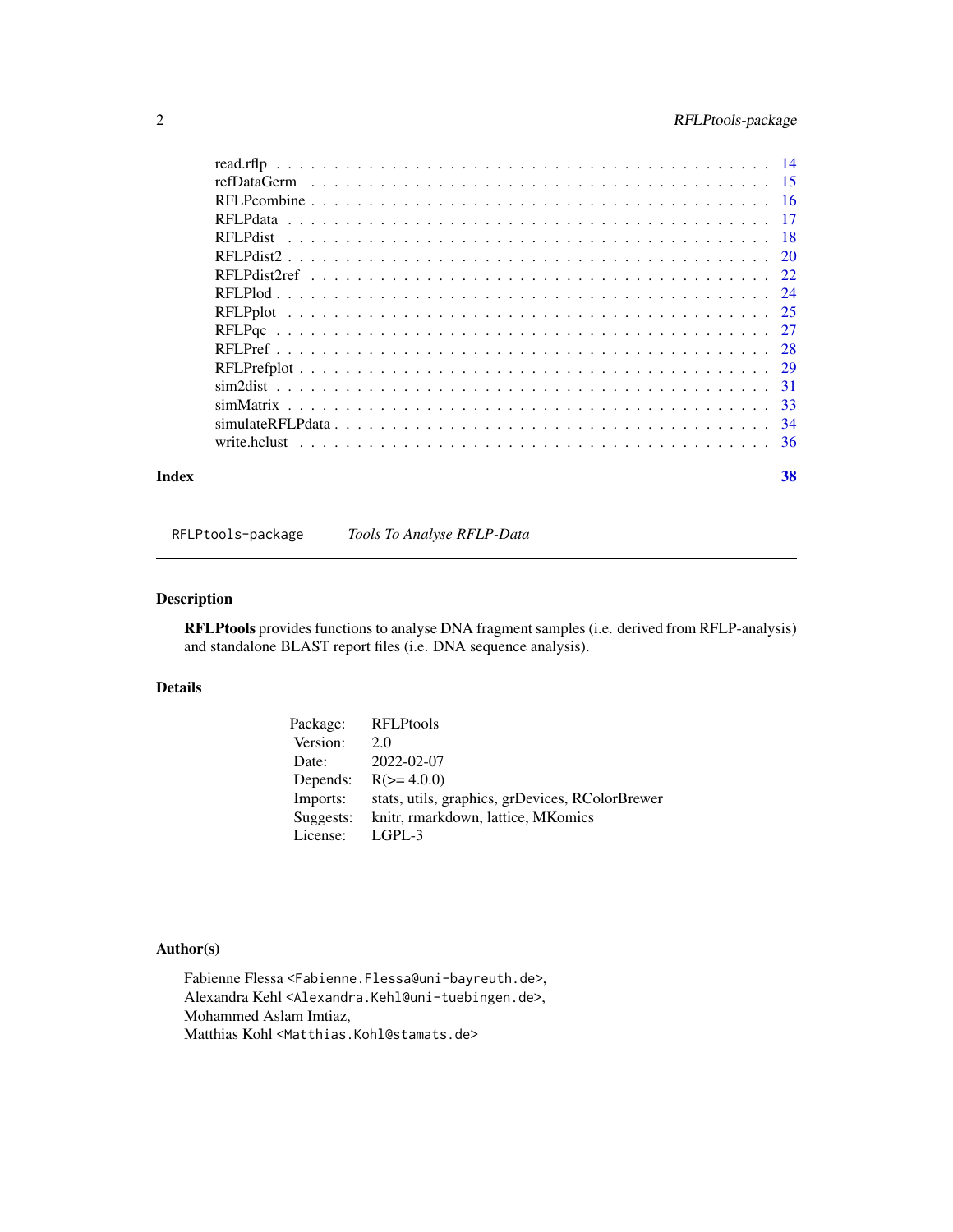read.rflp . . . . . . . . . . . . . . . . . . . . . . . . . . . . . . . . . . . . . . . . 14
refDataGerm . . . . . . . . . . . . . . . . . . . . . . . . . . . . . . . . . . . . . . . 15
RFLPcombine . . . . . . . . . . . . . . . . . . . . . . . . . . . . . . . . . . . . . . . 16
RFLPdata . . . . . . . . . . . . . . . . . . . . . . . . . . . . . . . . . . . . . . . . 17
RFLPdist . . . . . . . . . . . . . . . . . . . . . . . . . . . . . . . . . . . . . . . . 18
RFLPdist2 . . . . . . . . . . . . . . . . . . . . . . . . . . . . . . . . . . . . . . . . 20
RFLPdist2ref . . . . . . . . . . . . . . . . . . . . . . . . . . . . . . . . . . . . . . 22
RFLPlod . . . . . . . . . . . . . . . . . . . . . . . . . . . . . . . . . . . . . . . . 24
RFLPplot . . . . . . . . . . . . . . . . . . . . . . . . . . . . . . . . . . . . . . . . 25
RFLPqc . . . . . . . . . . . . . . . . . . . . . . . . . . . . . . . . . . . . . . . . 27
RFLPref . . . . . . . . . . . . . . . . . . . . . . . . . . . . . . . . . . . . . . . . 28
RFLPrefplot . . . . . . . . . . . . . . . . . . . . . . . . . . . . . . . . . . . . . . . 29
sim2dist . . . . . . . . . . . . . . . . . . . . . . . . . . . . . . . . . . . . . . . . 31
simMatrix . . . . . . . . . . . . . . . . . . . . . . . . . . . . . . . . . . . . . . . . 33
simulateRFLPdata . . . . . . . . . . . . . . . . . . . . . . . . . . . . . . . . . . . . 34
write.hclust . . . . . . . . . . . . . . . . . . . . . . . . . . . . . . . . . . . . . . . 36

**Index** **38**

---

`RFLPtools-package` *Tools To Analyse RFLP-Data*

---

## Description

**RFLPtools** provides functions to analyse DNA fragment samples (i.e. derived from RFLP-analysis) and standalone BLAST report files (i.e. DNA sequence analysis).

## Details

| | |
|---|---|
| Package: | RFLPtools |
| Version: | 2.0 |
| Date: | 2022-02-07 |
| Depends: | R(>= 4.0.0) |
| Imports: | stats, utils, graphics, grDevices, RColorBrewer |
| Suggests: | knitr, rmarkdown, lattice, MKomics |
| License: | LGPL-3 |

## Author(s)

Fabienne Flessa <`Fabienne.Flessa@uni-bayreuth.de`>,
Alexandra Kehl <`Alexandra.Kehl@uni-tuebingen.de`>,
Mohammed Aslam Imtiaz,
Matthias Kohl <`Matthias.Kohl@stamats.de`>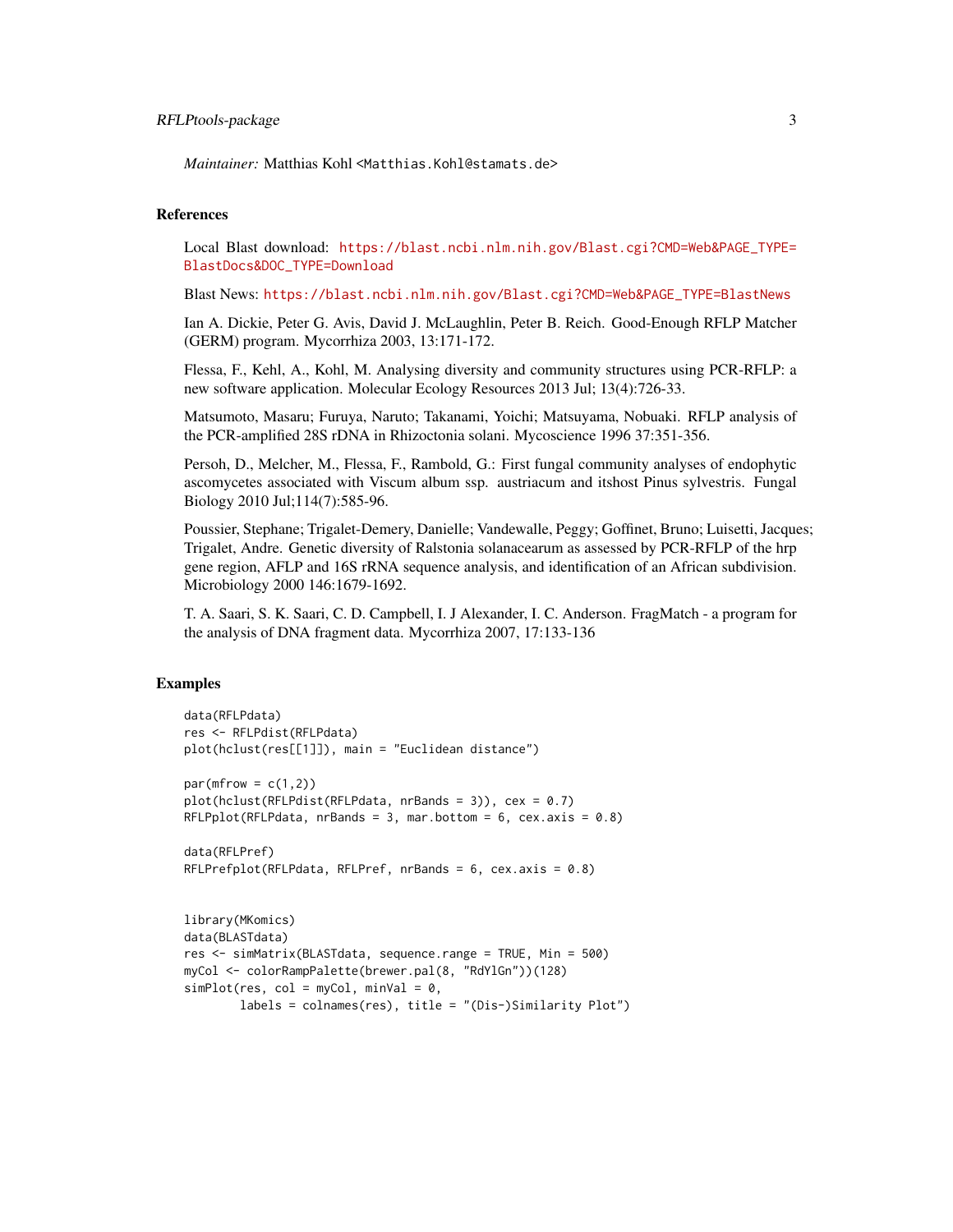*Maintainer:* Matthias Kohl <Matthias.Kohl@stamats.de>

## References

Local Blast download: https://blast.ncbi.nlm.nih.gov/Blast.cgi?CMD=Web&PAGE_TYPE=BlastDocs&DOC_TYPE=Download

Blast News: https://blast.ncbi.nlm.nih.gov/Blast.cgi?CMD=Web&PAGE_TYPE=BlastNews

Ian A. Dickie, Peter G. Avis, David J. McLaughlin, Peter B. Reich. Good-Enough RFLP Matcher (GERM) program. Mycorrhiza 2003, 13:171-172.

Flessa, F., Kehl, A., Kohl, M. Analysing diversity and community structures using PCR-RFLP: a new software application. Molecular Ecology Resources 2013 Jul; 13(4):726-33.

Matsumoto, Masaru; Furuya, Naruto; Takanami, Yoichi; Matsuyama, Nobuaki. RFLP analysis of the PCR-amplified 28S rDNA in Rhizoctonia solani. Mycoscience 1996 37:351-356.

Persoh, D., Melcher, M., Flessa, F., Rambold, G.: First fungal community analyses of endophytic ascomycetes associated with Viscum album ssp. austriacum and itshost Pinus sylvestris. Fungal Biology 2010 Jul;114(7):585-96.

Poussier, Stephane; Trigalet-Demery, Danielle; Vandewalle, Peggy; Goffinet, Bruno; Luisetti, Jacques; Trigalet, Andre. Genetic diversity of Ralstonia solanacearum as assessed by PCR-RFLP of the hrp gene region, AFLP and 16S rRNA sequence analysis, and identification of an African subdivision. Microbiology 2000 146:1679-1692.

T. A. Saari, S. K. Saari, C. D. Campbell, I. J Alexander, I. C. Anderson. FragMatch - a program for the analysis of DNA fragment data. Mycorrhiza 2007, 17:133-136

## Examples

```
data(RFLPdata)
res <- RFLPdist(RFLPdata)
plot(hclust(res[[1]]), main = "Euclidean distance")

par(mfrow = c(1,2))
plot(hclust(RFLPdist(RFLPdata, nrBands = 3)), cex = 0.7)
RFLPplot(RFLPdata, nrBands = 3, mar.bottom = 6, cex.axis = 0.8)

data(RFLPref)
RFLPrefplot(RFLPdata, RFLPref, nrBands = 6, cex.axis = 0.8)


library(MKomics)
data(BLASTdata)
res <- simMatrix(BLASTdata, sequence.range = TRUE, Min = 500)
myCol <- colorRampPalette(brewer.pal(8, "RdYlGn"))(128)
simPlot(res, col = myCol, minVal = 0,
        labels = colnames(res), title = "(Dis-)Similarity Plot")
```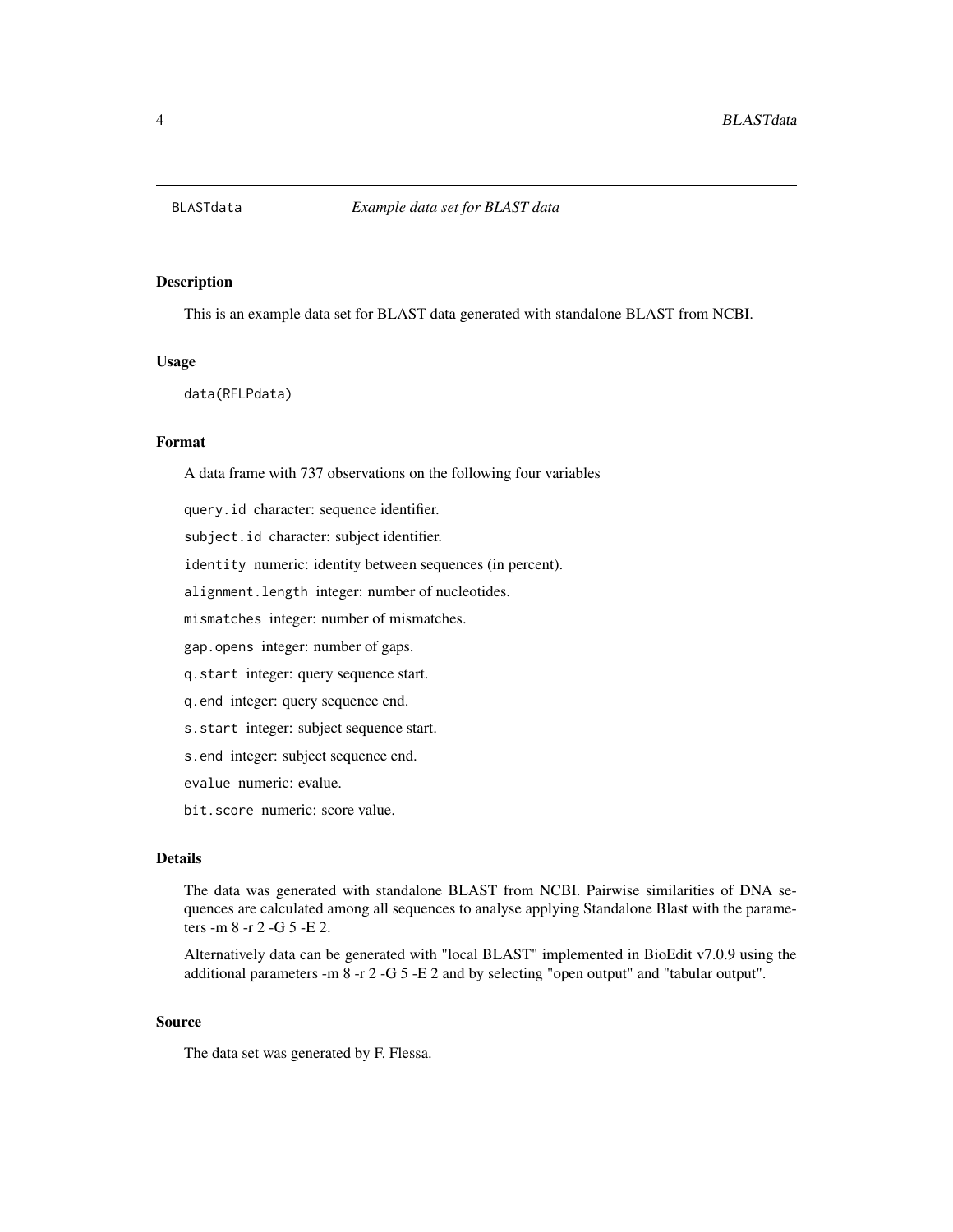BLASTdata *Example data set for BLAST data*

## Description

This is an example data set for BLAST data generated with standalone BLAST from NCBI.

## Usage

```
data(RFLPdata)
```

## Format

A data frame with 737 observations on the following four variables

`query.id` character: sequence identifier.

`subject.id` character: subject identifier.

`identity` numeric: identity between sequences (in percent).

`alignment.length` integer: number of nucleotides.

`mismatches` integer: number of mismatches.

`gap.opens` integer: number of gaps.

`q.start` integer: query sequence start.

`q.end` integer: query sequence end.

`s.start` integer: subject sequence start.

`s.end` integer: subject sequence end.

`evalue` numeric: evalue.

`bit.score` numeric: score value.

## Details

The data was generated with standalone BLAST from NCBI. Pairwise similarities of DNA sequences are calculated among all sequences to analyse applying Standalone Blast with the parameters -m 8 -r 2 -G 5 -E 2.

Alternatively data can be generated with "local BLAST" implemented in BioEdit v7.0.9 using the additional parameters -m 8 -r 2 -G 5 -E 2 and by selecting "open output" and "tabular output".

## Source

The data set was generated by F. Flessa.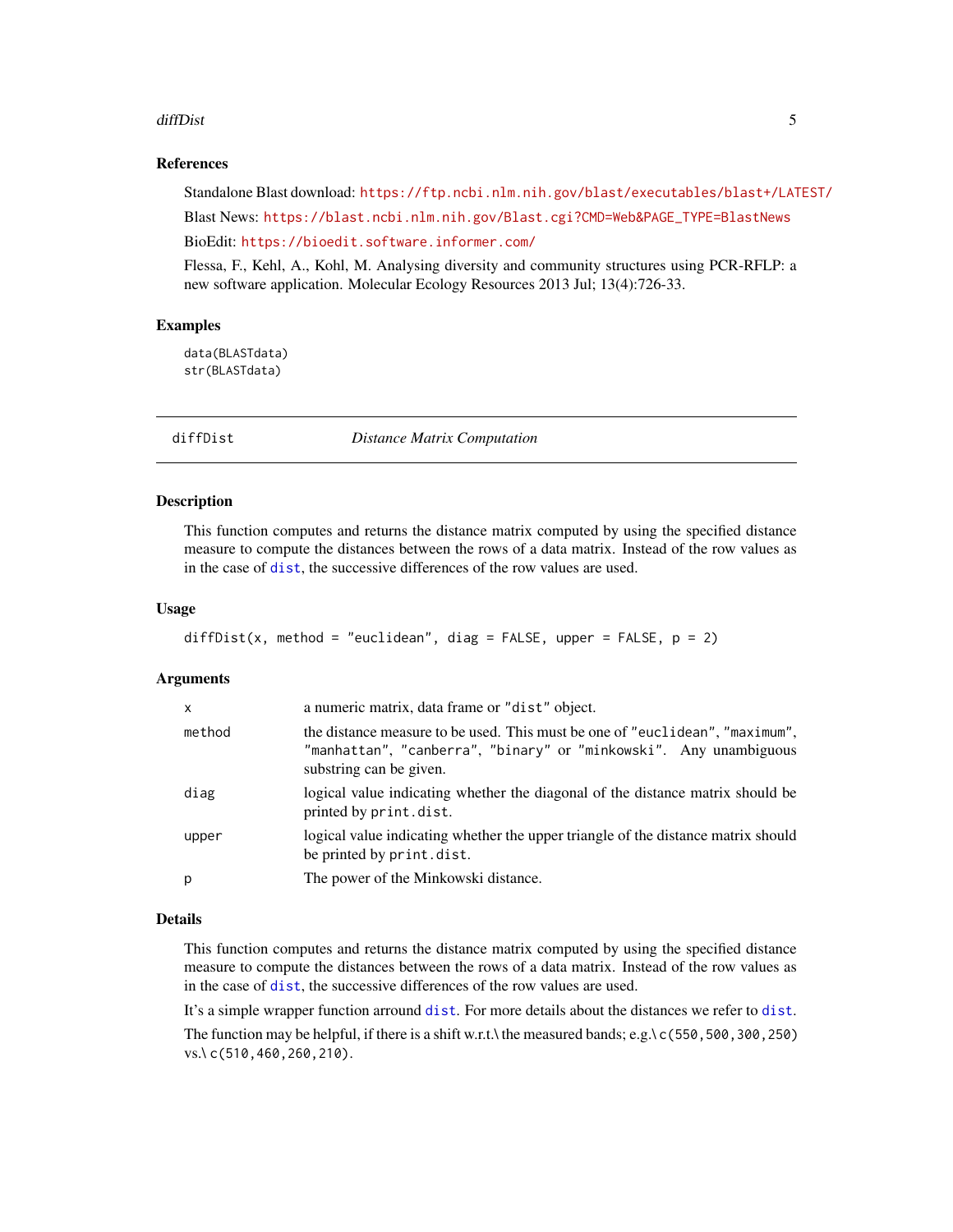### References

Standalone Blast download: https://ftp.ncbi.nlm.nih.gov/blast/executables/blast+/LATEST/

Blast News: https://blast.ncbi.nlm.nih.gov/Blast.cgi?CMD=Web&PAGE_TYPE=BlastNews

BioEdit: https://bioedit.software.informer.com/

Flessa, F., Kehl, A., Kohl, M. Analysing diversity and community structures using PCR-RFLP: a new software application. Molecular Ecology Resources 2013 Jul; 13(4):726-33.

### Examples

```
data(BLASTdata)
str(BLASTdata)
```

---

## diffDist — *Distance Matrix Computation*

---

### Description

This function computes and returns the distance matrix computed by using the specified distance measure to compute the distances between the rows of a data matrix. Instead of the row values as in the case of dist, the successive differences of the row values are used.

### Usage

```
diffDist(x, method = "euclidean", diag = FALSE, upper = FALSE, p = 2)
```

### Arguments

| | |
|---|---|
| `x` | a numeric matrix, data frame or `"dist"` object. |
| `method` | the distance measure to be used. This must be one of `"euclidean"`, `"maximum"`, `"manhattan"`, `"canberra"`, `"binary"` or `"minkowski"`. Any unambiguous substring can be given. |
| `diag` | logical value indicating whether the diagonal of the distance matrix should be printed by `print.dist`. |
| `upper` | logical value indicating whether the upper triangle of the distance matrix should be printed by `print.dist`. |
| `p` | The power of the Minkowski distance. |

### Details

This function computes and returns the distance matrix computed by using the specified distance measure to compute the distances between the rows of a data matrix. Instead of the row values as in the case of dist, the successive differences of the row values are used.

It's a simple wrapper function arround dist. For more details about the distances we refer to dist.

The function may be helpful, if there is a shift w.r.t.\ the measured bands; e.g.\ `c(550,500,300,250)` vs.\ `c(510,460,260,210)`.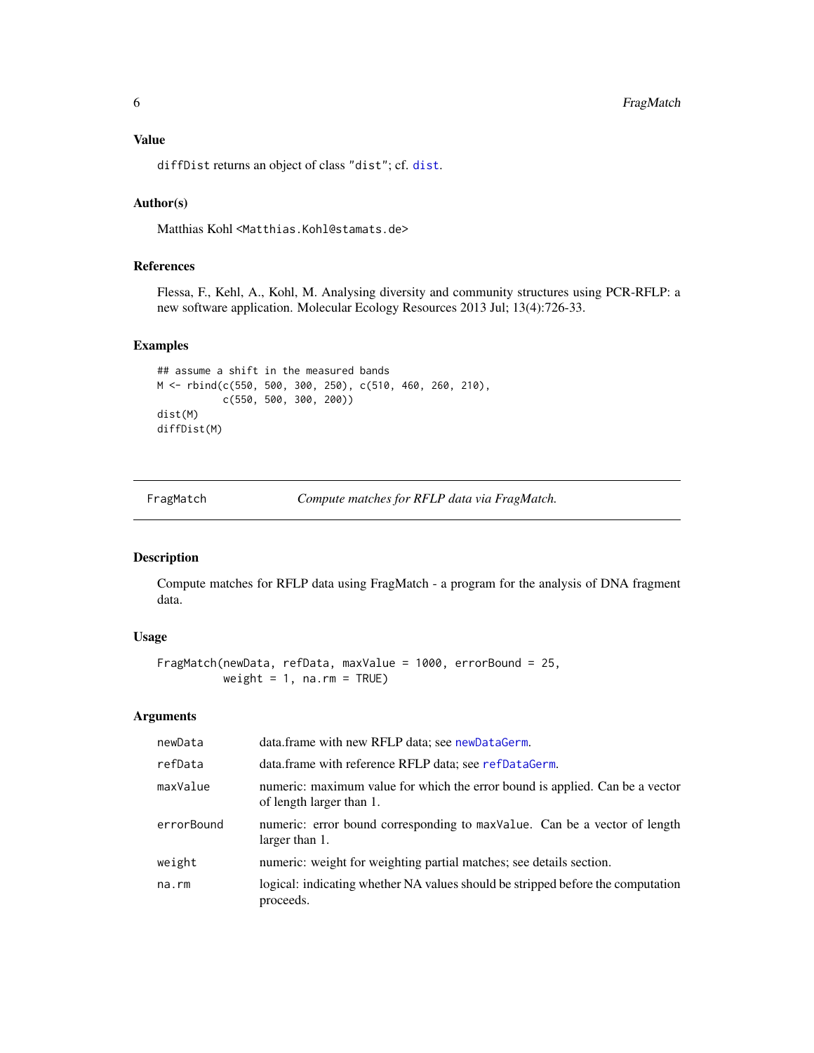### Value

`diffDist` returns an object of class `"dist"`; cf. `dist`.

### Author(s)

Matthias Kohl <Matthias.Kohl@stamats.de>

### References

Flessa, F., Kehl, A., Kohl, M. Analysing diversity and community structures using PCR-RFLP: a new software application. Molecular Ecology Resources 2013 Jul; 13(4):726-33.

### Examples

```
## assume a shift in the measured bands
M <- rbind(c(550, 500, 300, 250), c(510, 460, 260, 210),
           c(550, 500, 300, 200))
dist(M)
diffDist(M)
```

---

## FragMatch — *Compute matches for RFLP data via FragMatch.*

### Description

Compute matches for RFLP data using FragMatch - a program for the analysis of DNA fragment data.

### Usage

```
FragMatch(newData, refData, maxValue = 1000, errorBound = 25,
          weight = 1, na.rm = TRUE)
```

### Arguments

| Argument | Description |
|---|---|
| `newData` | data.frame with new RFLP data; see `newDataGerm`. |
| `refData` | data.frame with reference RFLP data; see `refDataGerm`. |
| `maxValue` | numeric: maximum value for which the error bound is applied. Can be a vector of length larger than 1. |
| `errorBound` | numeric: error bound corresponding to `maxValue`. Can be a vector of length larger than 1. |
| `weight` | numeric: weight for weighting partial matches; see details section. |
| `na.rm` | logical: indicating whether NA values should be stripped before the computation proceeds. |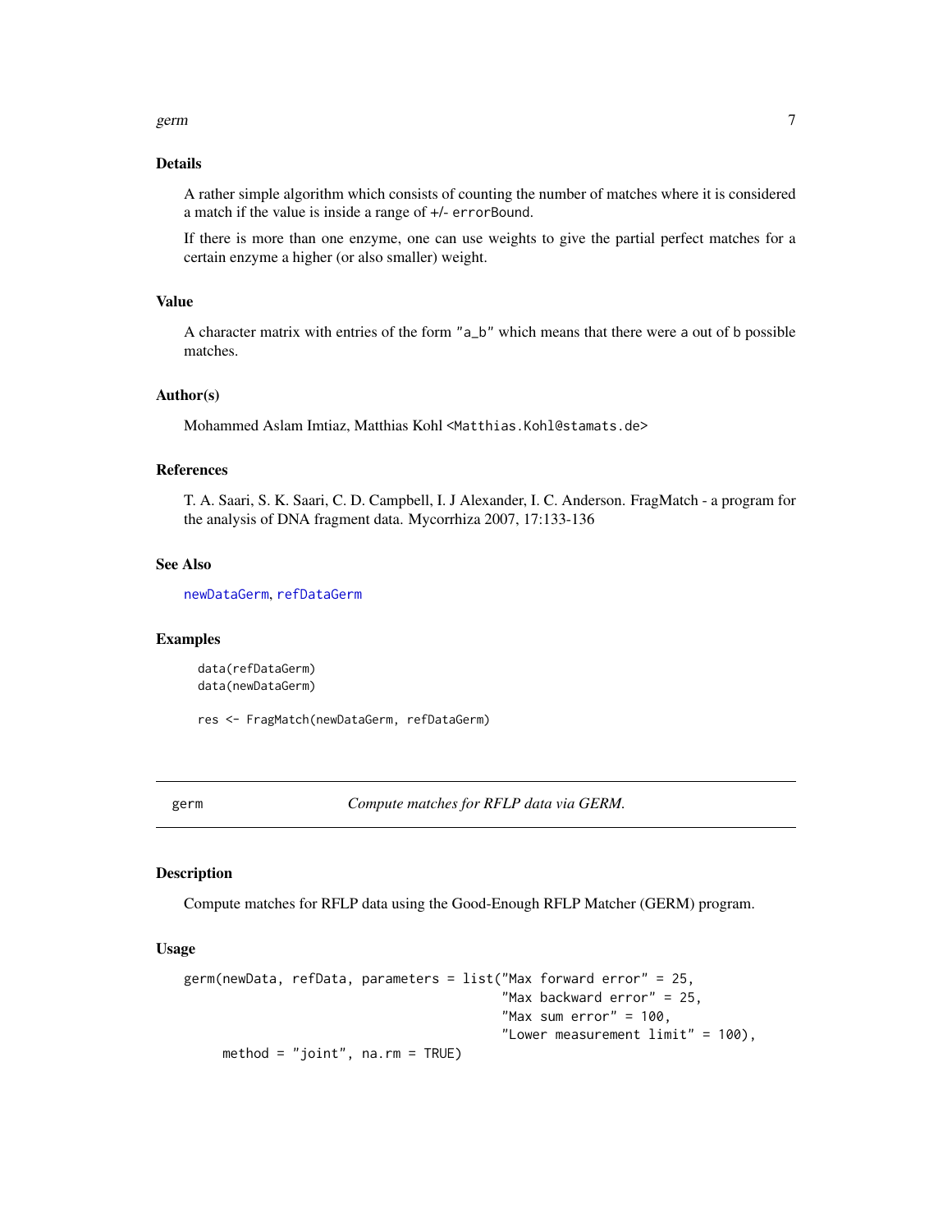## Details

A rather simple algorithm which consists of counting the number of matches where it is considered a match if the value is inside a range of +/- `errorBound`.

If there is more than one enzyme, one can use weights to give the partial perfect matches for a certain enzyme a higher (or also smaller) weight.

## Value

A character matrix with entries of the form `"a_b"` which means that there were `a` out of `b` possible matches.

## Author(s)

Mohammed Aslam Imtiaz, Matthias Kohl <Matthias.Kohl@stamats.de>

## References

T. A. Saari, S. K. Saari, C. D. Campbell, I. J Alexander, I. C. Anderson. FragMatch - a program for the analysis of DNA fragment data. Mycorrhiza 2007, 17:133-136

## See Also

`newDataGerm`, `refDataGerm`

## Examples

```
data(refDataGerm)
data(newDataGerm)

res <- FragMatch(newDataGerm, refDataGerm)
```

---

# germ — *Compute matches for RFLP data via GERM.*

## Description

Compute matches for RFLP data using the Good-Enough RFLP Matcher (GERM) program.

## Usage

```
germ(newData, refData, parameters = list("Max forward error" = 25,
                                          "Max backward error" = 25,
                                          "Max sum error" = 100,
                                          "Lower measurement limit" = 100),
     method = "joint", na.rm = TRUE)
```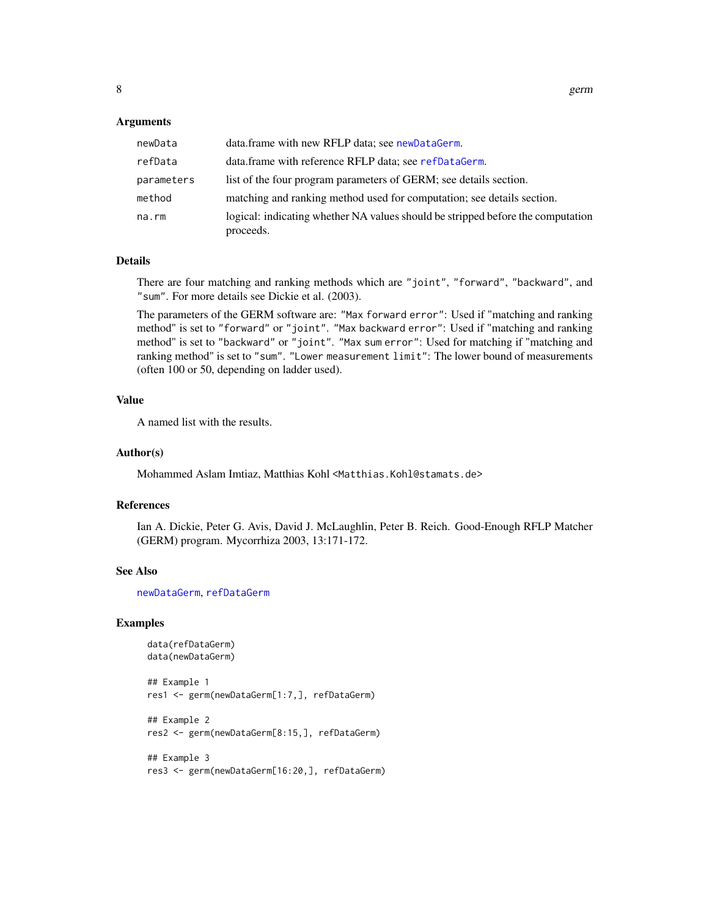### Arguments

| | |
|---|---|
| `newData` | data.frame with new RFLP data; see `newDataGerm`. |
| `refData` | data.frame with reference RFLP data; see `refDataGerm`. |
| `parameters` | list of the four program parameters of GERM; see details section. |
| `method` | matching and ranking method used for computation; see details section. |
| `na.rm` | logical: indicating whether NA values should be stripped before the computation proceeds. |

### Details

There are four matching and ranking methods which are `"joint"`, `"forward"`, `"backward"`, and `"sum"`. For more details see Dickie et al. (2003).

The parameters of the GERM software are: `"Max forward error"`: Used if "matching and ranking method" is set to `"forward"` or `"joint"`. `"Max backward error"`: Used if "matching and ranking method" is set to `"backward"` or `"joint"`. `"Max sum error"`: Used for matching if "matching and ranking method" is set to `"sum"`. `"Lower measurement limit"`: The lower bound of measurements (often 100 or 50, depending on ladder used).

### Value

A named list with the results.

### Author(s)

Mohammed Aslam Imtiaz, Matthias Kohl <`Matthias.Kohl@stamats.de`>

### References

Ian A. Dickie, Peter G. Avis, David J. McLaughlin, Peter B. Reich. Good-Enough RFLP Matcher (GERM) program. Mycorrhiza 2003, 13:171-172.

### See Also

`newDataGerm`, `refDataGerm`

### Examples

```
data(refDataGerm)
data(newDataGerm)

## Example 1
res1 <- germ(newDataGerm[1:7,], refDataGerm)

## Example 2
res2 <- germ(newDataGerm[8:15,], refDataGerm)

## Example 3
res3 <- germ(newDataGerm[16:20,], refDataGerm)
```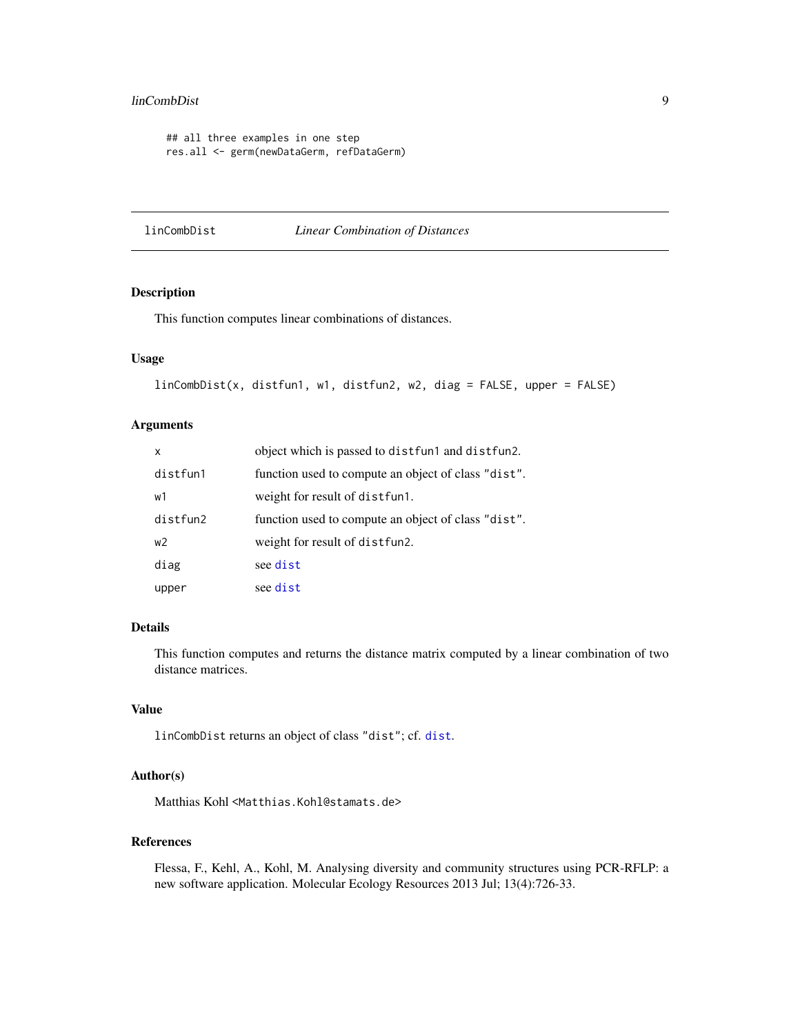```
## all three examples in one step
res.all <- germ(newDataGerm, refDataGerm)
```

---

## linCombDist — *Linear Combination of Distances*

### Description

This function computes linear combinations of distances.

### Usage

```
linCombDist(x, distfun1, w1, distfun2, w2, diag = FALSE, upper = FALSE)
```

### Arguments

| | |
|---|---|
| `x` | object which is passed to `distfun1` and `distfun2`. |
| `distfun1` | function used to compute an object of class `"dist"`. |
| `w1` | weight for result of `distfun1`. |
| `distfun2` | function used to compute an object of class `"dist"`. |
| `w2` | weight for result of `distfun2`. |
| `diag` | see `dist` |
| `upper` | see `dist` |

### Details

This function computes and returns the distance matrix computed by a linear combination of two distance matrices.

### Value

`linCombDist` returns an object of class `"dist"`; cf. `dist`.

### Author(s)

Matthias Kohl <Matthias.Kohl@stamats.de>

### References

Flessa, F., Kehl, A., Kohl, M. Analysing diversity and community structures using PCR-RFLP: a new software application. Molecular Ecology Resources 2013 Jul; 13(4):726-33.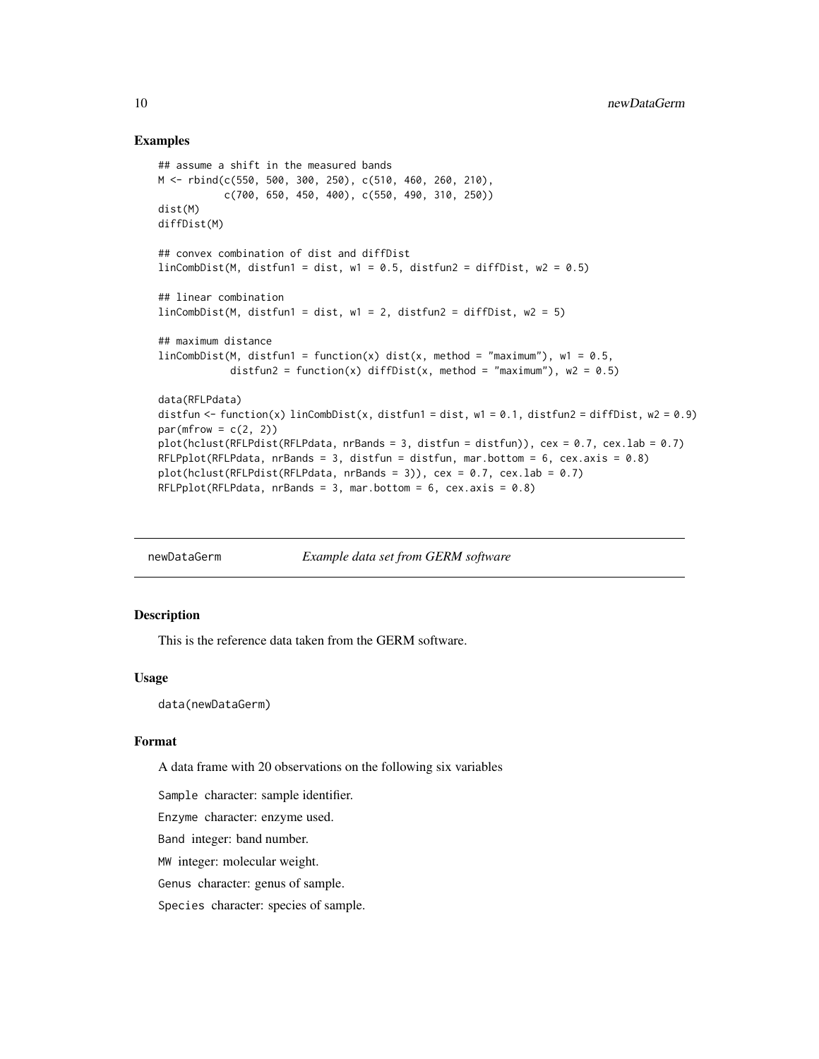## Examples

```
## assume a shift in the measured bands
M <- rbind(c(550, 500, 300, 250), c(510, 460, 260, 210),
           c(700, 650, 450, 400), c(550, 490, 310, 250))
dist(M)
diffDist(M)

## convex combination of dist and diffDist
linCombDist(M, distfun1 = dist, w1 = 0.5, distfun2 = diffDist, w2 = 0.5)

## linear combination
linCombDist(M, distfun1 = dist, w1 = 2, distfun2 = diffDist, w2 = 5)

## maximum distance
linCombDist(M, distfun1 = function(x) dist(x, method = "maximum"), w1 = 0.5,
            distfun2 = function(x) diffDist(x, method = "maximum"), w2 = 0.5)

data(RFLPdata)
distfun <- function(x) linCombDist(x, distfun1 = dist, w1 = 0.1, distfun2 = diffDist, w2 = 0.9)
par(mfrow = c(2, 2))
plot(hclust(RFLPdist(RFLPdata, nrBands = 3, distfun = distfun)), cex = 0.7, cex.lab = 0.7)
RFLPplot(RFLPdata, nrBands = 3, distfun = distfun, mar.bottom = 6, cex.axis = 0.8)
plot(hclust(RFLPdist(RFLPdata, nrBands = 3)), cex = 0.7, cex.lab = 0.7)
RFLPplot(RFLPdata, nrBands = 3, mar.bottom = 6, cex.axis = 0.8)
```

---

# newDataGerm — *Example data set from GERM software*

## Description

This is the reference data taken from the GERM software.

## Usage

```
data(newDataGerm)
```

## Format

A data frame with 20 observations on the following six variables

`Sample` character: sample identifier.

`Enzyme` character: enzyme used.

`Band` integer: band number.

`MW` integer: molecular weight.

`Genus` character: genus of sample.

`Species` character: species of sample.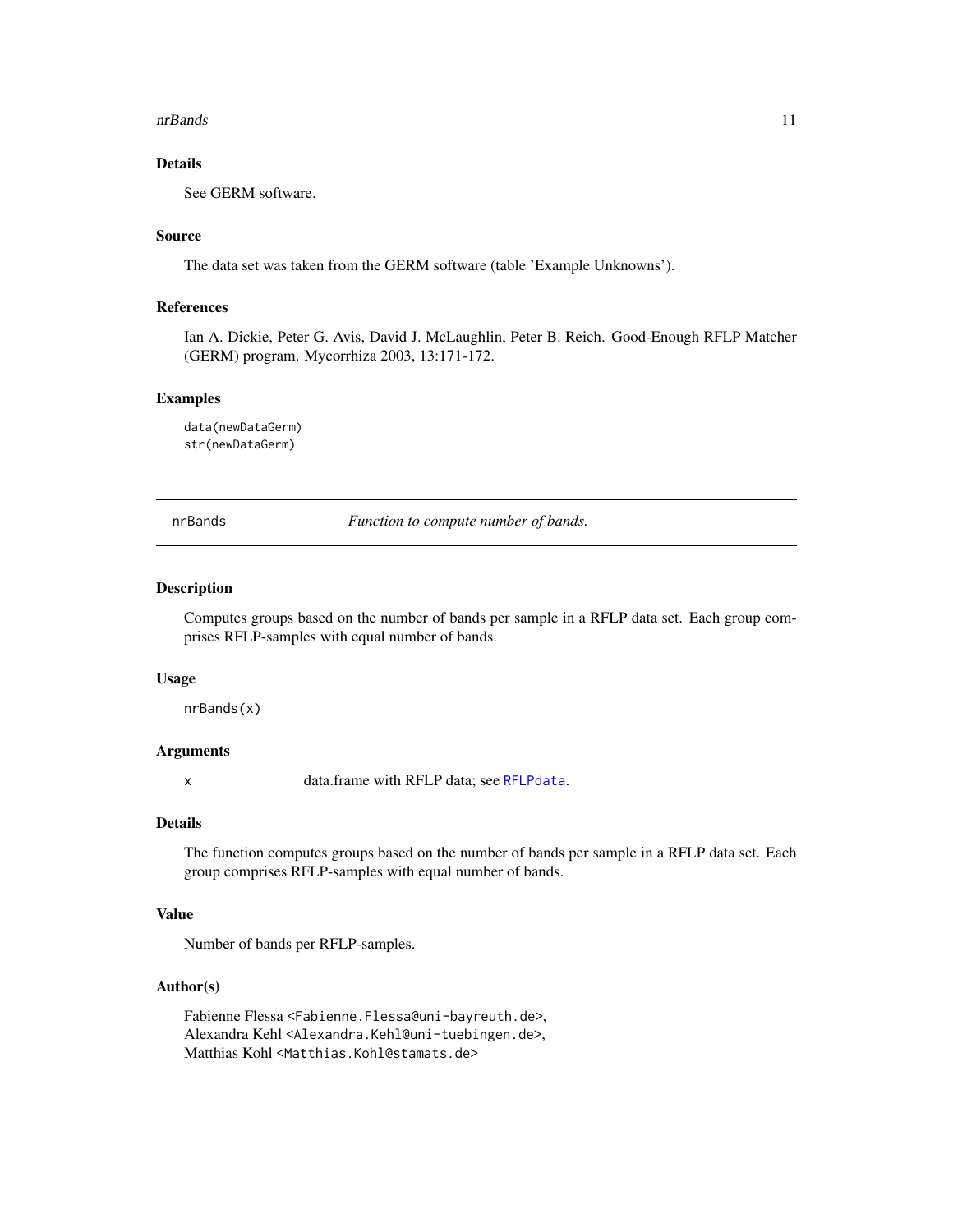## Details

See GERM software.

## Source

The data set was taken from the GERM software (table 'Example Unknowns').

## References

Ian A. Dickie, Peter G. Avis, David J. McLaughlin, Peter B. Reich. Good-Enough RFLP Matcher (GERM) program. Mycorrhiza 2003, 13:171-172.

## Examples

```
data(newDataGerm)
str(newDataGerm)
```

---

# nrBands — *Function to compute number of bands.*

## Description

Computes groups based on the number of bands per sample in a RFLP data set. Each group comprises RFLP-samples with equal number of bands.

## Usage

```
nrBands(x)
```

## Arguments

| | |
|---|---|
| x | data.frame with RFLP data; see `RFLPdata`. |

## Details

The function computes groups based on the number of bands per sample in a RFLP data set. Each group comprises RFLP-samples with equal number of bands.

## Value

Number of bands per RFLP-samples.

## Author(s)

Fabienne Flessa <Fabienne.Flessa@uni-bayreuth.de>,
Alexandra Kehl <Alexandra.Kehl@uni-tuebingen.de>,
Matthias Kohl <Matthias.Kohl@stamats.de>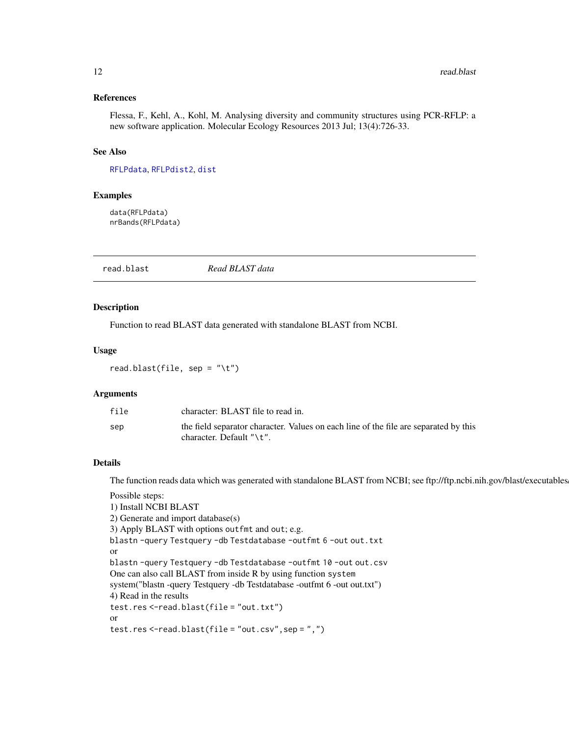### References

Flessa, F., Kehl, A., Kohl, M. Analysing diversity and community structures using PCR-RFLP: a new software application. Molecular Ecology Resources 2013 Jul; 13(4):726-33.

### See Also

RFLPdata, RFLPdist2, dist

### Examples

```
data(RFLPdata)
nrBands(RFLPdata)
```

---

## read.blast *Read BLAST data*

### Description

Function to read BLAST data generated with standalone BLAST from NCBI.

### Usage

```
read.blast(file, sep = "\t")
```

### Arguments

| | |
|---|---|
| file | character: BLAST file to read in. |
| sep | the field separator character. Values on each line of the file are separated by this character. Default "\t". |

### Details

The function reads data which was generated with standalone BLAST from NCBI; see ftp://ftp.ncbi.nih.gov/blast/executables/

Possible steps:
1) Install NCBI BLAST
2) Generate and import database(s)
3) Apply BLAST with options outfmt and out; e.g.
`blastn -query Testquery -db Testdatabase -outfmt 6 -out out.txt`
or
`blastn -query Testquery -db Testdatabase -outfmt 10 -out out.csv`
One can also call BLAST from inside R by using function `system`
system("blastn -query Testquery -db Testdatabase -outfmt 6 -out out.txt")
4) Read in the results
`test.res <-read.blast(file = "out.txt")`
or
`test.res <-read.blast(file = "out.csv", sep = ",")`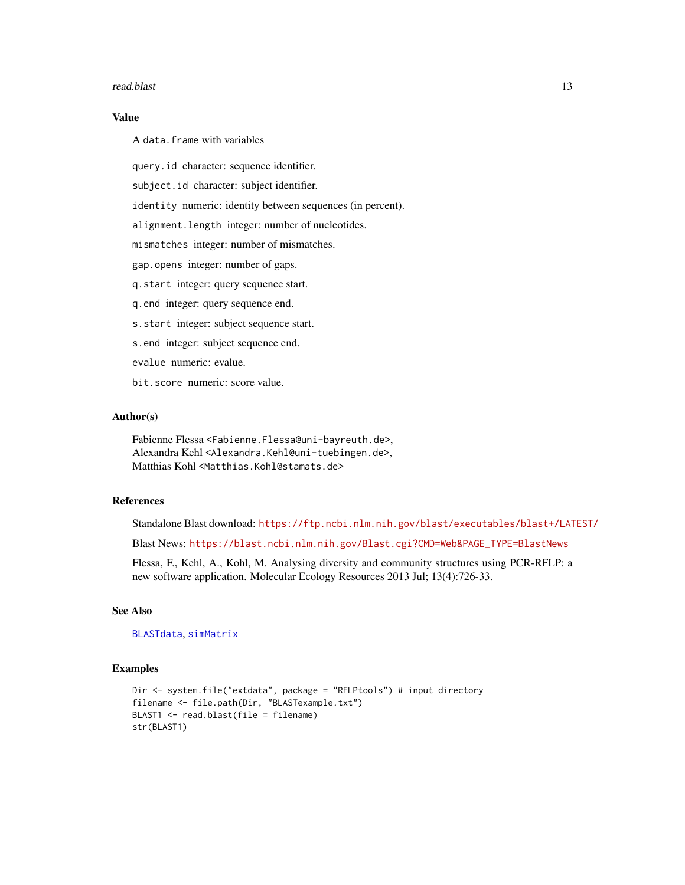### Value

A `data.frame` with variables

`query.id` character: sequence identifier.

`subject.id` character: subject identifier.

`identity` numeric: identity between sequences (in percent).

`alignment.length` integer: number of nucleotides.

`mismatches` integer: number of mismatches.

`gap.opens` integer: number of gaps.

`q.start` integer: query sequence start.

`q.end` integer: query sequence end.

`s.start` integer: subject sequence start.

`s.end` integer: subject sequence end.

`evalue` numeric: evalue.

`bit.score` numeric: score value.

### Author(s)

Fabienne Flessa <Fabienne.Flessa@uni-bayreuth.de>,
Alexandra Kehl <Alexandra.Kehl@uni-tuebingen.de>,
Matthias Kohl <Matthias.Kohl@stamats.de>

### References

Standalone Blast download: https://ftp.ncbi.nlm.nih.gov/blast/executables/blast+/LATEST/

Blast News: https://blast.ncbi.nlm.nih.gov/Blast.cgi?CMD=Web&PAGE_TYPE=BlastNews

Flessa, F., Kehl, A., Kohl, M. Analysing diversity and community structures using PCR-RFLP: a new software application. Molecular Ecology Resources 2013 Jul; 13(4):726-33.

### See Also

`BLASTdata`, `simMatrix`

### Examples

```
Dir <- system.file("extdata", package = "RFLPtools") # input directory
filename <- file.path(Dir, "BLASTexample.txt")
BLAST1 <- read.blast(file = filename)
str(BLAST1)
```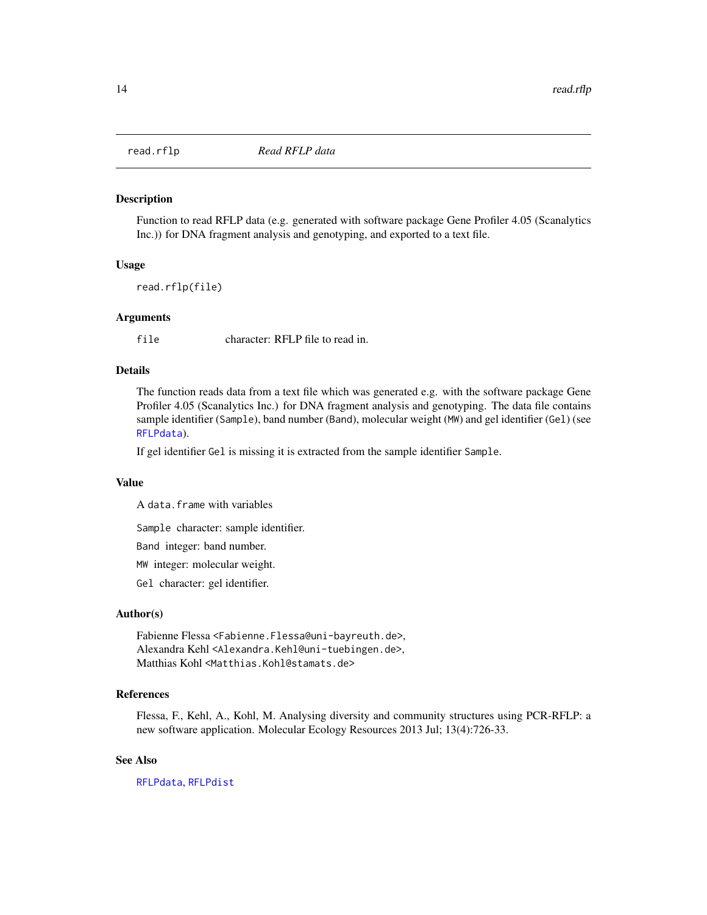read.rflp — *Read RFLP data*

## Description

Function to read RFLP data (e.g. generated with software package Gene Profiler 4.05 (Scanalytics Inc.)) for DNA fragment analysis and genotyping, and exported to a text file.

## Usage

```
read.rflp(file)
```

## Arguments

`file` character: RFLP file to read in.

## Details

The function reads data from a text file which was generated e.g. with the software package Gene Profiler 4.05 (Scanalytics Inc.) for DNA fragment analysis and genotyping. The data file contains sample identifier (`Sample`), band number (`Band`), molecular weight (`MW`) and gel identifier (`Gel`) (see `RFLPdata`).

If gel identifier `Gel` is missing it is extracted from the sample identifier `Sample`.

## Value

A `data.frame` with variables

`Sample` character: sample identifier.

`Band` integer: band number.

`MW` integer: molecular weight.

`Gel` character: gel identifier.

## Author(s)

Fabienne Flessa <Fabienne.Flessa@uni-bayreuth.de>,
Alexandra Kehl <Alexandra.Kehl@uni-tuebingen.de>,
Matthias Kohl <Matthias.Kohl@stamats.de>

## References

Flessa, F., Kehl, A., Kohl, M. Analysing diversity and community structures using PCR-RFLP: a new software application. Molecular Ecology Resources 2013 Jul; 13(4):726-33.

## See Also

`RFLPdata`, `RFLPdist`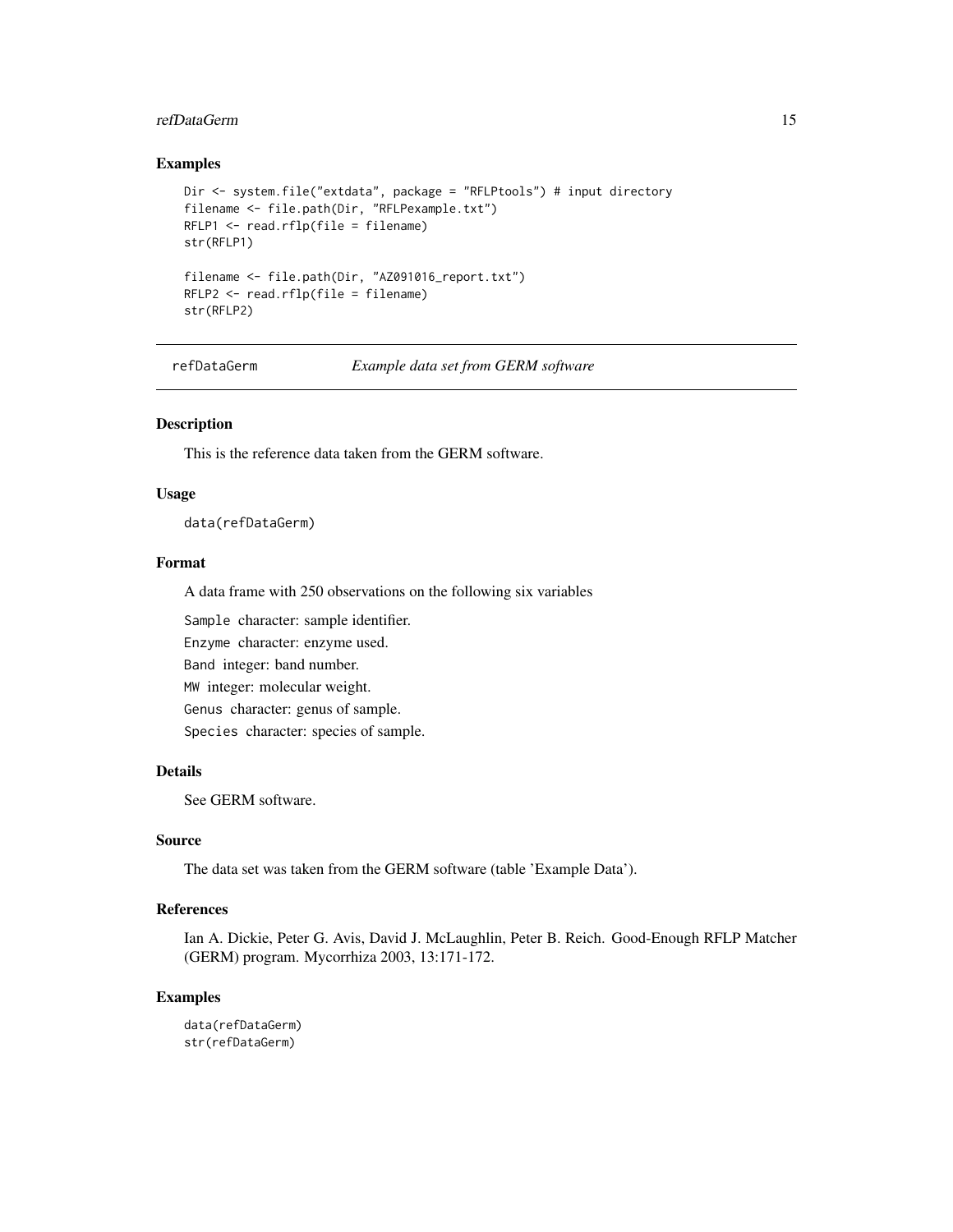### Examples

```
Dir <- system.file("extdata", package = "RFLPtools") # input directory
filename <- file.path(Dir, "RFLPexample.txt")
RFLP1 <- read.rflp(file = filename)
str(RFLP1)

filename <- file.path(Dir, "AZ091016_report.txt")
RFLP2 <- read.rflp(file = filename)
str(RFLP2)
```

---

## refDataGerm — *Example data set from GERM software*

---

### Description

This is the reference data taken from the GERM software.

### Usage

```
data(refDataGerm)
```

### Format

A data frame with 250 observations on the following six variables

- `Sample` character: sample identifier.
- `Enzyme` character: enzyme used.
- `Band` integer: band number.
- `MW` integer: molecular weight.
- `Genus` character: genus of sample.
- `Species` character: species of sample.

### Details

See GERM software.

### Source

The data set was taken from the GERM software (table 'Example Data').

### References

Ian A. Dickie, Peter G. Avis, David J. McLaughlin, Peter B. Reich. Good-Enough RFLP Matcher (GERM) program. Mycorrhiza 2003, 13:171-172.

### Examples

```
data(refDataGerm)
str(refDataGerm)
```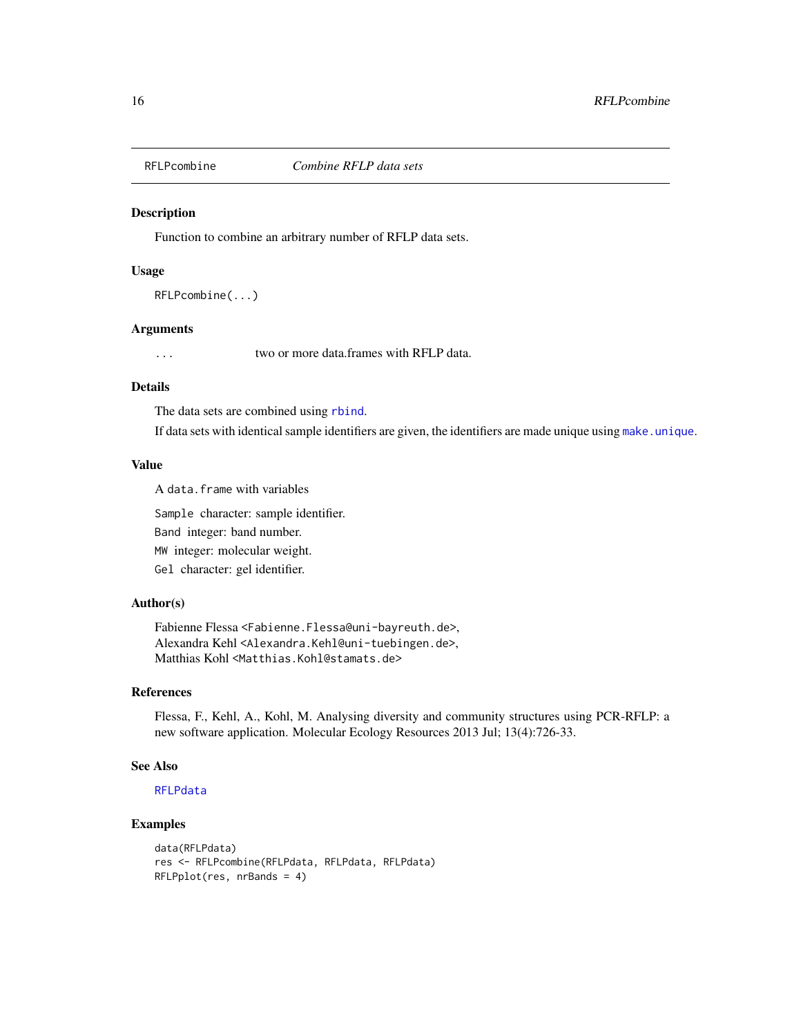RFLPcombine *Combine RFLP data sets*

## Description

Function to combine an arbitrary number of RFLP data sets.

## Usage

```
RFLPcombine(...)
```

## Arguments

`...` two or more data.frames with RFLP data.

## Details

The data sets are combined using `rbind`.

If data sets with identical sample identifiers are given, the identifiers are made unique using `make.unique`.

## Value

A `data.frame` with variables

`Sample` character: sample identifier.

`Band` integer: band number.

`MW` integer: molecular weight.

`Gel` character: gel identifier.

## Author(s)

Fabienne Flessa <Fabienne.Flessa@uni-bayreuth.de>,
Alexandra Kehl <Alexandra.Kehl@uni-tuebingen.de>,
Matthias Kohl <Matthias.Kohl@stamats.de>

## References

Flessa, F., Kehl, A., Kohl, M. Analysing diversity and community structures using PCR-RFLP: a new software application. Molecular Ecology Resources 2013 Jul; 13(4):726-33.

## See Also

`RFLPdata`

## Examples

```
data(RFLPdata)
res <- RFLPcombine(RFLPdata, RFLPdata, RFLPdata)
RFLPplot(res, nrBands = 4)
```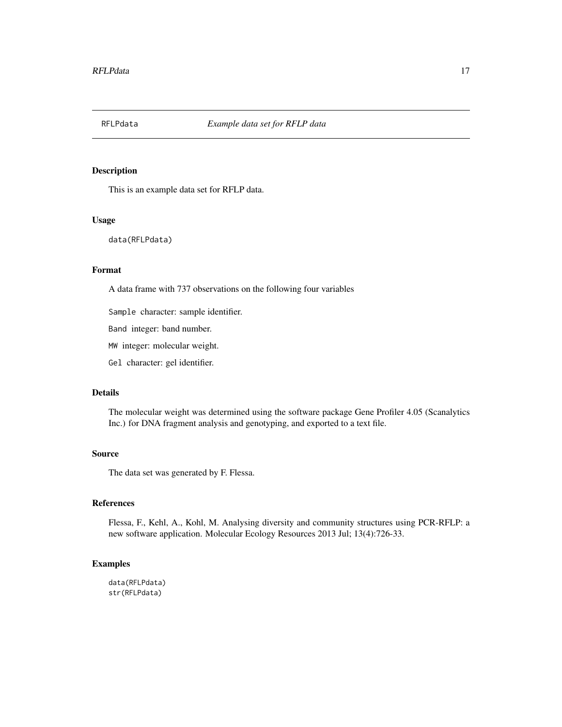# RFLPdata — *Example data set for RFLP data*

## Description

This is an example data set for RFLP data.

## Usage

```
data(RFLPdata)
```

## Format

A data frame with 737 observations on the following four variables

`Sample` character: sample identifier.

`Band` integer: band number.

`MW` integer: molecular weight.

`Gel` character: gel identifier.

## Details

The molecular weight was determined using the software package Gene Profiler 4.05 (Scanalytics Inc.) for DNA fragment analysis and genotyping, and exported to a text file.

## Source

The data set was generated by F. Flessa.

## References

Flessa, F., Kehl, A., Kohl, M. Analysing diversity and community structures using PCR-RFLP: a new software application. Molecular Ecology Resources 2013 Jul; 13(4):726-33.

## Examples

```
data(RFLPdata)
str(RFLPdata)
```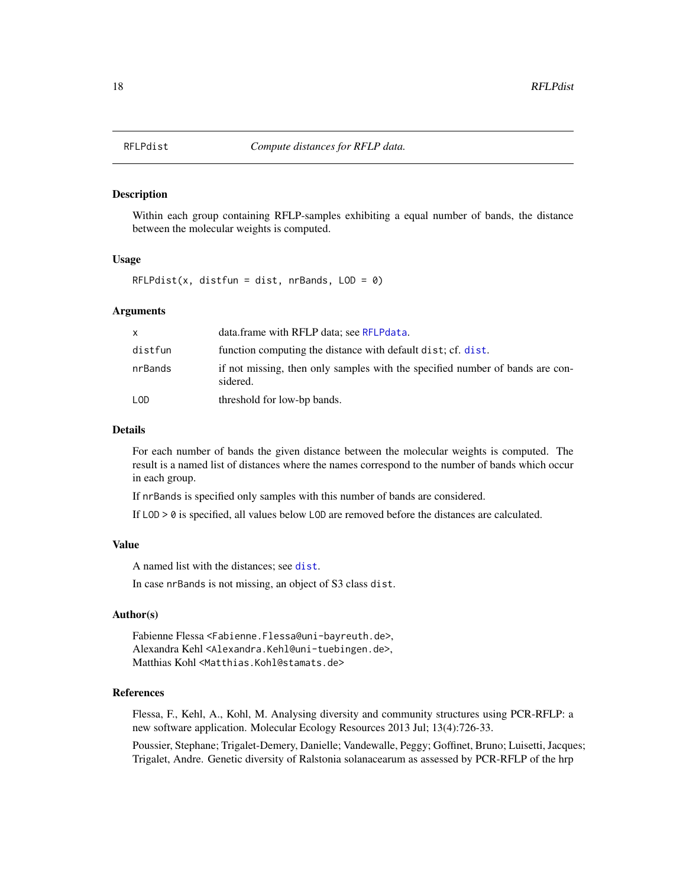## RFLPdist    *Compute distances for RFLP data.*

### Description

Within each group containing RFLP-samples exhibiting a equal number of bands, the distance between the molecular weights is computed.

### Usage

```
RFLPdist(x, distfun = dist, nrBands, LOD = 0)
```

### Arguments

| | |
|---|---|
| x | data.frame with RFLP data; see RFLPdata. |
| distfun | function computing the distance with default dist; cf. dist. |
| nrBands | if not missing, then only samples with the specified number of bands are considered. |
| LOD | threshold for low-bp bands. |

### Details

For each number of bands the given distance between the molecular weights is computed. The result is a named list of distances where the names correspond to the number of bands which occur in each group.

If nrBands is specified only samples with this number of bands are considered.

If LOD > 0 is specified, all values below LOD are removed before the distances are calculated.

### Value

A named list with the distances; see dist.

In case nrBands is not missing, an object of S3 class dist.

### Author(s)

Fabienne Flessa <Fabienne.Flessa@uni-bayreuth.de>,
Alexandra Kehl <Alexandra.Kehl@uni-tuebingen.de>,
Matthias Kohl <Matthias.Kohl@stamats.de>

### References

Flessa, F., Kehl, A., Kohl, M. Analysing diversity and community structures using PCR-RFLP: a new software application. Molecular Ecology Resources 2013 Jul; 13(4):726-33.

Poussier, Stephane; Trigalet-Demery, Danielle; Vandewalle, Peggy; Goffinet, Bruno; Luisetti, Jacques; Trigalet, Andre. Genetic diversity of Ralstonia solanacearum as assessed by PCR-RFLP of the hrp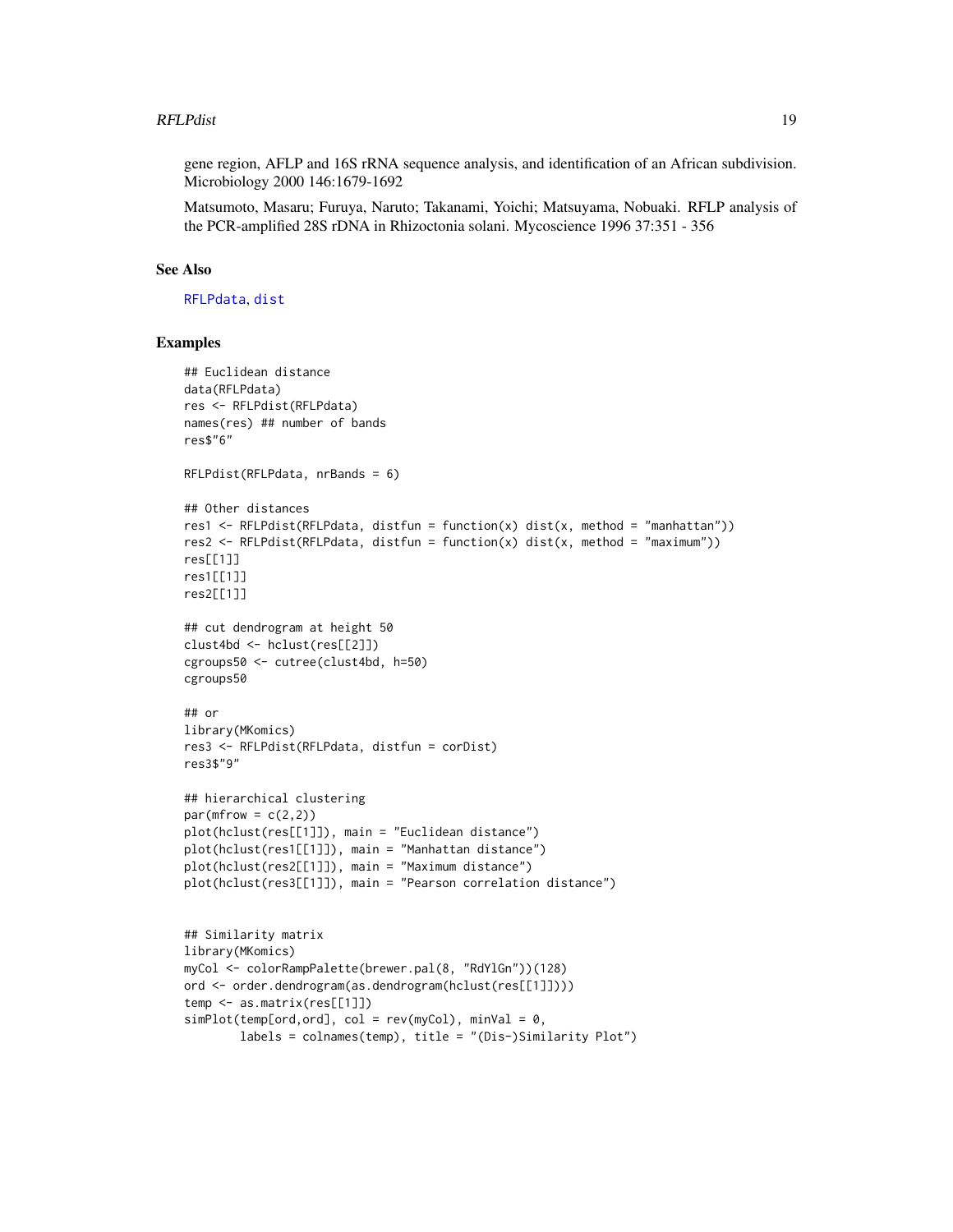gene region, AFLP and 16S rRNA sequence analysis, and identification of an African subdivision. Microbiology 2000 146:1679-1692

Matsumoto, Masaru; Furuya, Naruto; Takanami, Yoichi; Matsuyama, Nobuaki. RFLP analysis of the PCR-amplified 28S rDNA in Rhizoctonia solani. Mycoscience 1996 37:351 - 356

### See Also

RFLPdata, dist

### Examples

```
## Euclidean distance
data(RFLPdata)
res <- RFLPdist(RFLPdata)
names(res) ## number of bands
res$"6"

RFLPdist(RFLPdata, nrBands = 6)

## Other distances
res1 <- RFLPdist(RFLPdata, distfun = function(x) dist(x, method = "manhattan"))
res2 <- RFLPdist(RFLPdata, distfun = function(x) dist(x, method = "maximum"))
res[[1]]
res1[[1]]
res2[[1]]

## cut dendrogram at height 50
clust4bd <- hclust(res[[2]])
cgroups50 <- cutree(clust4bd, h=50)
cgroups50

## or
library(MKomics)
res3 <- RFLPdist(RFLPdata, distfun = corDist)
res3$"9"

## hierarchical clustering
par(mfrow = c(2,2))
plot(hclust(res[[1]]), main = "Euclidean distance")
plot(hclust(res1[[1]]), main = "Manhattan distance")
plot(hclust(res2[[1]]), main = "Maximum distance")
plot(hclust(res3[[1]]), main = "Pearson correlation distance")


## Similarity matrix
library(MKomics)
myCol <- colorRampPalette(brewer.pal(8, "RdYlGn"))(128)
ord <- order.dendrogram(as.dendrogram(hclust(res[[1]])))
temp <- as.matrix(res[[1]])
simPlot(temp[ord,ord], col = rev(myCol), minVal = 0,
        labels = colnames(temp), title = "(Dis-)Similarity Plot")
```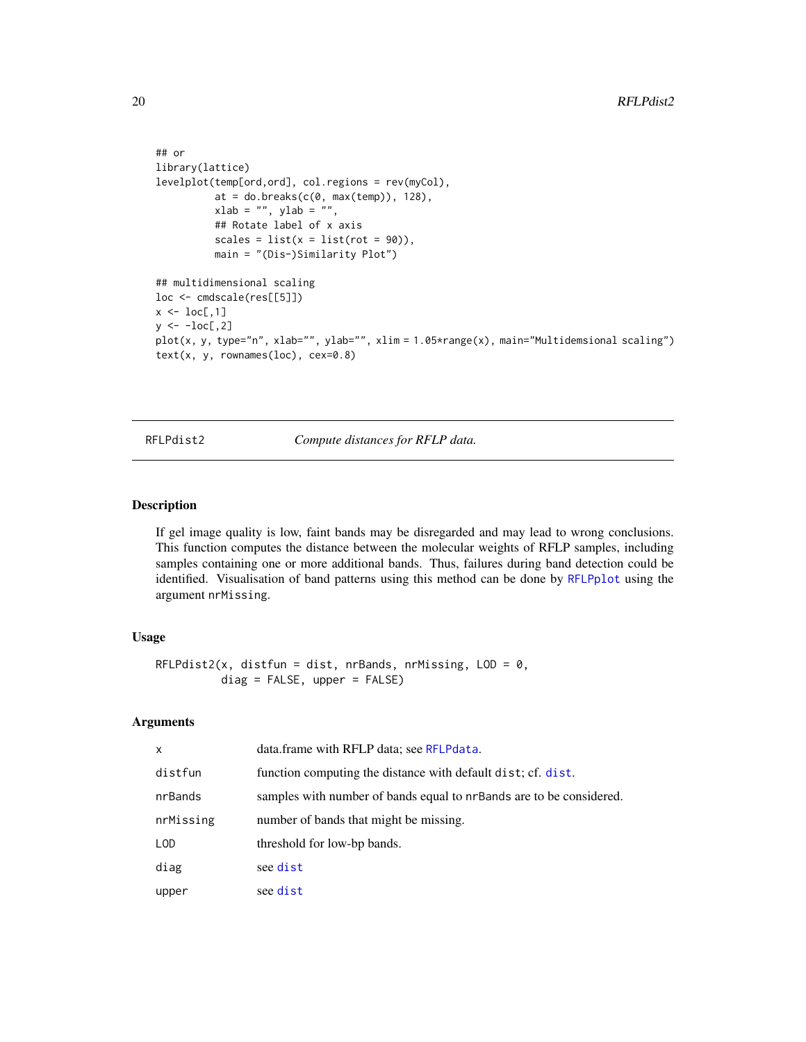```
## or
library(lattice)
levelplot(temp[ord,ord], col.regions = rev(myCol),
          at = do.breaks(c(0, max(temp)), 128),
          xlab = "", ylab = "",
          ## Rotate label of x axis
          scales = list(x = list(rot = 90)),
          main = "(Dis-)Similarity Plot")

## multidimensional scaling
loc <- cmdscale(res[[5]])
x <- loc[,1]
y <- -loc[,2]
plot(x, y, type="n", xlab="", ylab="", xlim = 1.05*range(x), main="Multidemsional scaling")
text(x, y, rownames(loc), cex=0.8)
```

---

## RFLPdist2 — *Compute distances for RFLP data.*

### Description

If gel image quality is low, faint bands may be disregarded and may lead to wrong conclusions. This function computes the distance between the molecular weights of RFLP samples, including samples containing one or more additional bands. Thus, failures during band detection could be identified. Visualisation of band patterns using this method can be done by `RFLPplot` using the argument `nrMissing`.

### Usage

```
RFLPdist2(x, distfun = dist, nrBands, nrMissing, LOD = 0,
          diag = FALSE, upper = FALSE)
```

### Arguments

| | |
|---|---|
| `x` | data.frame with RFLP data; see `RFLPdata`. |
| `distfun` | function computing the distance with default `dist`; cf. `dist`. |
| `nrBands` | samples with number of bands equal to `nrBands` are to be considered. |
| `nrMissing` | number of bands that might be missing. |
| `LOD` | threshold for low-bp bands. |
| `diag` | see `dist` |
| `upper` | see `dist` |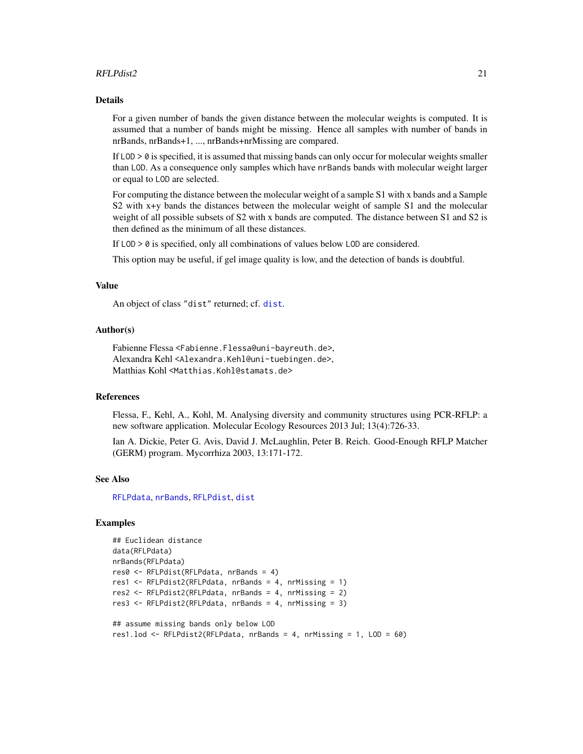## Details

For a given number of bands the given distance between the molecular weights is computed. It is assumed that a number of bands might be missing. Hence all samples with number of bands in nrBands, nrBands+1, ..., nrBands+nrMissing are compared.

If `LOD > 0` is specified, it is assumed that missing bands can only occur for molecular weights smaller than `LOD`. As a consequence only samples which have `nrBands` bands with molecular weight larger or equal to `LOD` are selected.

For computing the distance between the molecular weight of a sample S1 with x bands and a Sample S2 with x+y bands the distances between the molecular weight of sample S1 and the molecular weight of all possible subsets of S2 with x bands are computed. The distance between S1 and S2 is then defined as the minimum of all these distances.

If `LOD > 0` is specified, only all combinations of values below `LOD` are considered.

This option may be useful, if gel image quality is low, and the detection of bands is doubtful.

## Value

An object of class `"dist"` returned; cf. `dist`.

## Author(s)

Fabienne Flessa <Fabienne.Flessa@uni-bayreuth.de>,
Alexandra Kehl <Alexandra.Kehl@uni-tuebingen.de>,
Matthias Kohl <Matthias.Kohl@stamats.de>

## References

Flessa, F., Kehl, A., Kohl, M. Analysing diversity and community structures using PCR-RFLP: a new software application. Molecular Ecology Resources 2013 Jul; 13(4):726-33.

Ian A. Dickie, Peter G. Avis, David J. McLaughlin, Peter B. Reich. Good-Enough RFLP Matcher (GERM) program. Mycorrhiza 2003, 13:171-172.

## See Also

`RFLPdata`, `nrBands`, `RFLPdist`, `dist`

## Examples

```
## Euclidean distance
data(RFLPdata)
nrBands(RFLPdata)
res0 <- RFLPdist(RFLPdata, nrBands = 4)
res1 <- RFLPdist2(RFLPdata, nrBands = 4, nrMissing = 1)
res2 <- RFLPdist2(RFLPdata, nrBands = 4, nrMissing = 2)
res3 <- RFLPdist2(RFLPdata, nrBands = 4, nrMissing = 3)

## assume missing bands only below LOD
res1.lod <- RFLPdist2(RFLPdata, nrBands = 4, nrMissing = 1, LOD = 60)
```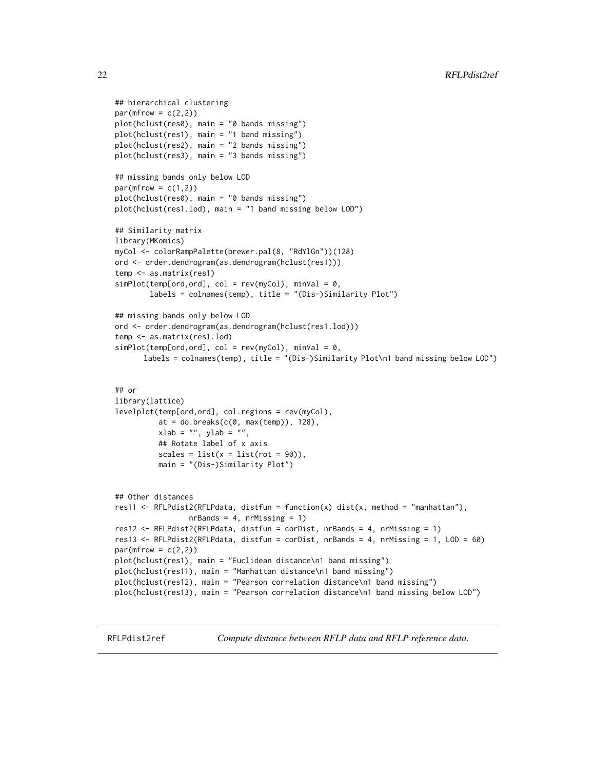```
## hierarchical clustering
par(mfrow = c(2,2))
plot(hclust(res0), main = "0 bands missing")
plot(hclust(res1), main = "1 band missing")
plot(hclust(res2), main = "2 bands missing")
plot(hclust(res3), main = "3 bands missing")

## missing bands only below LOD
par(mfrow = c(1,2))
plot(hclust(res0), main = "0 bands missing")
plot(hclust(res1.lod), main = "1 band missing below LOD")

## Similarity matrix
library(MKomics)
myCol <- colorRampPalette(brewer.pal(8, "RdYlGn"))(128)
ord <- order.dendrogram(as.dendrogram(hclust(res1)))
temp <- as.matrix(res1)
simPlot(temp[ord,ord], col = rev(myCol), minVal = 0,
        labels = colnames(temp), title = "(Dis-)Similarity Plot")

## missing bands only below LOD
ord <- order.dendrogram(as.dendrogram(hclust(res1.lod)))
temp <- as.matrix(res1.lod)
simPlot(temp[ord,ord], col = rev(myCol), minVal = 0,
      labels = colnames(temp), title = "(Dis-)Similarity Plot\n1 band missing below LOD")


## or
library(lattice)
levelplot(temp[ord,ord], col.regions = rev(myCol),
          at = do.breaks(c(0, max(temp)), 128),
          xlab = "", ylab = "",
          ## Rotate label of x axis
          scales = list(x = list(rot = 90)),
          main = "(Dis-)Similarity Plot")


## Other distances
res11 <- RFLPdist2(RFLPdata, distfun = function(x) dist(x, method = "manhattan"),
                nrBands = 4, nrMissing = 1)
res12 <- RFLPdist2(RFLPdata, distfun = corDist, nrBands = 4, nrMissing = 1)
res13 <- RFLPdist2(RFLPdata, distfun = corDist, nrBands = 4, nrMissing = 1, LOD = 60)
par(mfrow = c(2,2))
plot(hclust(res1), main = "Euclidean distance\n1 band missing")
plot(hclust(res11), main = "Manhattan distance\n1 band missing")
plot(hclust(res12), main = "Pearson correlation distance\n1 band missing")
plot(hclust(res13), main = "Pearson correlation distance\n1 band missing below LOD")
```

---

RFLPdist2ref    *Compute distance between RFLP data and RFLP reference data.*

---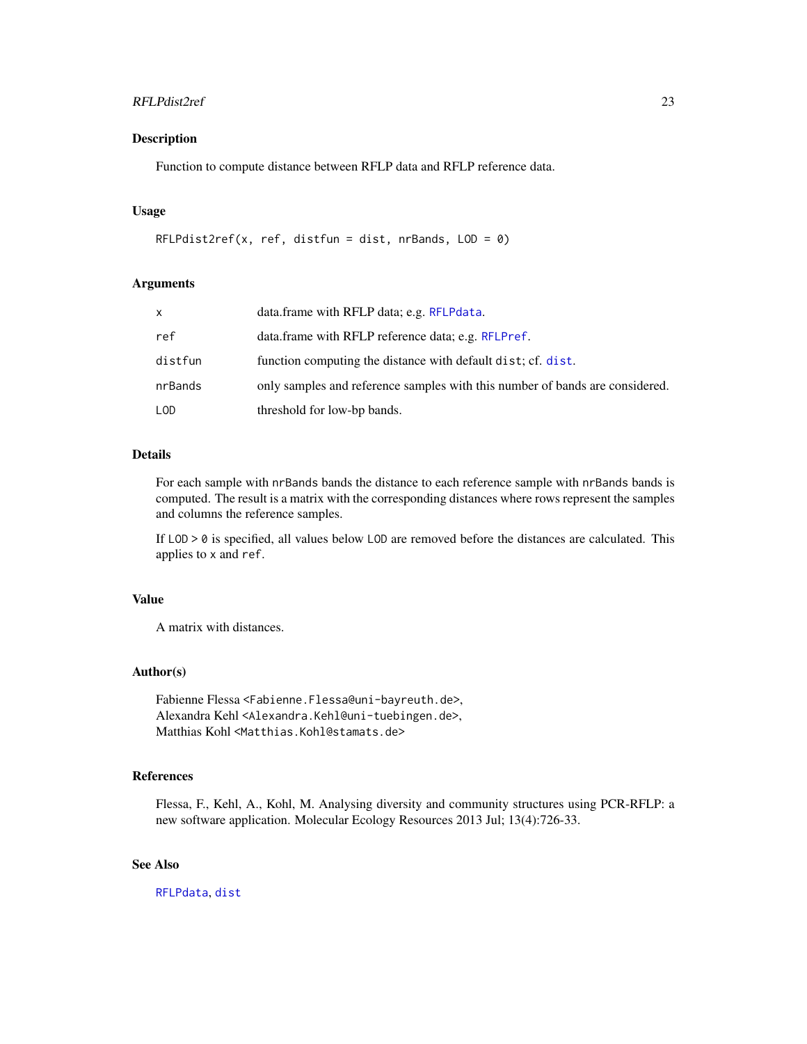## Description

Function to compute distance between RFLP data and RFLP reference data.

## Usage

```
RFLPdist2ref(x, ref, distfun = dist, nrBands, LOD = 0)
```

## Arguments

| | |
|---|---|
| x | data.frame with RFLP data; e.g. RFLPdata. |
| ref | data.frame with RFLP reference data; e.g. RFLPref. |
| distfun | function computing the distance with default dist; cf. dist. |
| nrBands | only samples and reference samples with this number of bands are considered. |
| LOD | threshold for low-bp bands. |

## Details

For each sample with nrBands bands the distance to each reference sample with nrBands bands is computed. The result is a matrix with the corresponding distances where rows represent the samples and columns the reference samples.

If LOD > 0 is specified, all values below LOD are removed before the distances are calculated. This applies to x and ref.

## Value

A matrix with distances.

## Author(s)

Fabienne Flessa <Fabienne.Flessa@uni-bayreuth.de>,
Alexandra Kehl <Alexandra.Kehl@uni-tuebingen.de>,
Matthias Kohl <Matthias.Kohl@stamats.de>

## References

Flessa, F., Kehl, A., Kohl, M. Analysing diversity and community structures using PCR-RFLP: a new software application. Molecular Ecology Resources 2013 Jul; 13(4):726-33.

## See Also

RFLPdata, dist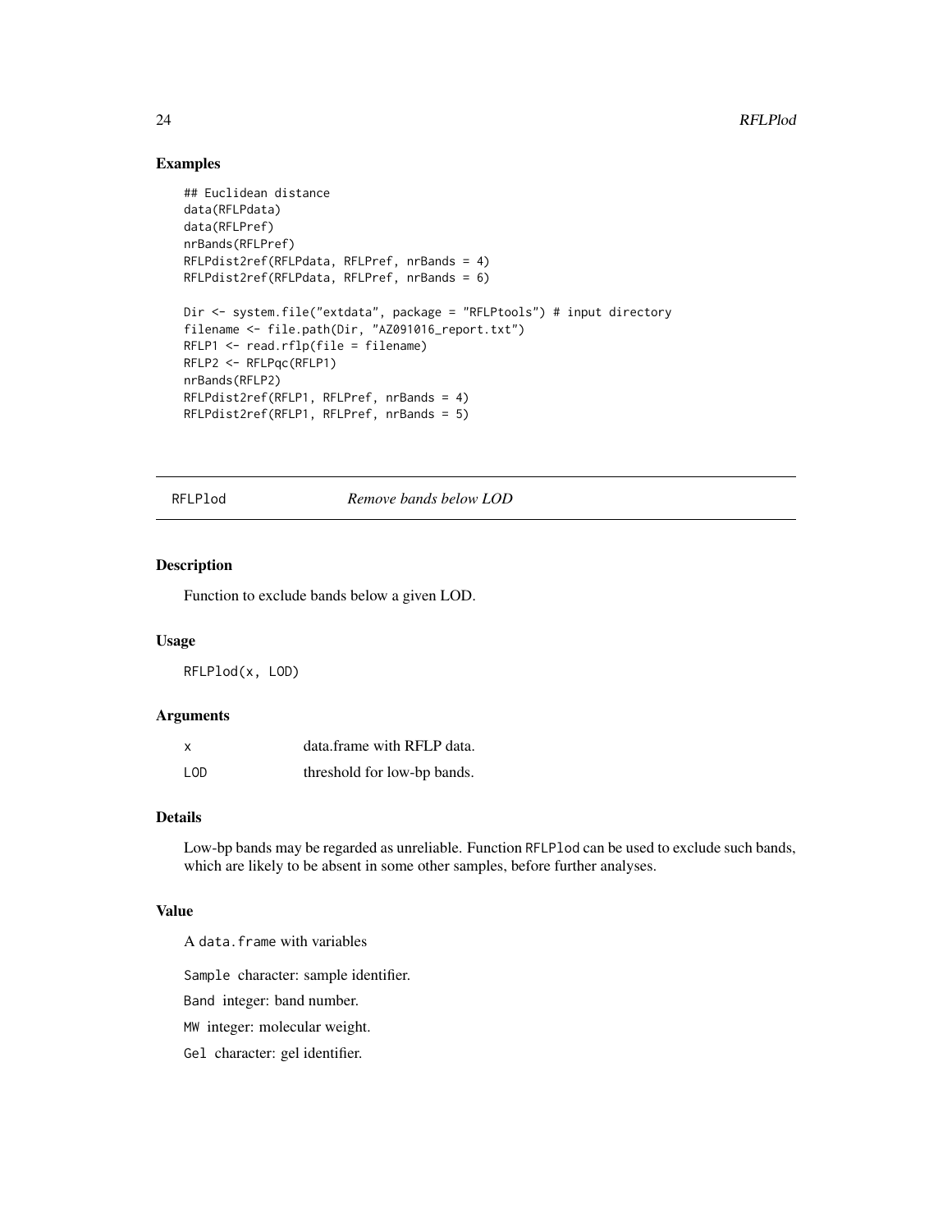### Examples

```
## Euclidean distance
data(RFLPdata)
data(RFLPref)
nrBands(RFLPref)
RFLPdist2ref(RFLPdata, RFLPref, nrBands = 4)
RFLPdist2ref(RFLPdata, RFLPref, nrBands = 6)

Dir <- system.file("extdata", package = "RFLPtools") # input directory
filename <- file.path(Dir, "AZ091016_report.txt")
RFLP1 <- read.rflp(file = filename)
RFLP2 <- RFLPqc(RFLP1)
nrBands(RFLP2)
RFLPdist2ref(RFLP1, RFLPref, nrBands = 4)
RFLPdist2ref(RFLP1, RFLPref, nrBands = 5)
```

---

## RFLPlod *Remove bands below LOD*

### Description

Function to exclude bands below a given LOD.

### Usage

```
RFLPlod(x, LOD)
```

### Arguments

| | |
|---|---|
| x | data.frame with RFLP data. |
| LOD | threshold for low-bp bands. |

### Details

Low-bp bands may be regarded as unreliable. Function `RFLPlod` can be used to exclude such bands, which are likely to be absent in some other samples, before further analyses.

### Value

A `data.frame` with variables

`Sample` character: sample identifier.

`Band` integer: band number.

`MW` integer: molecular weight.

`Gel` character: gel identifier.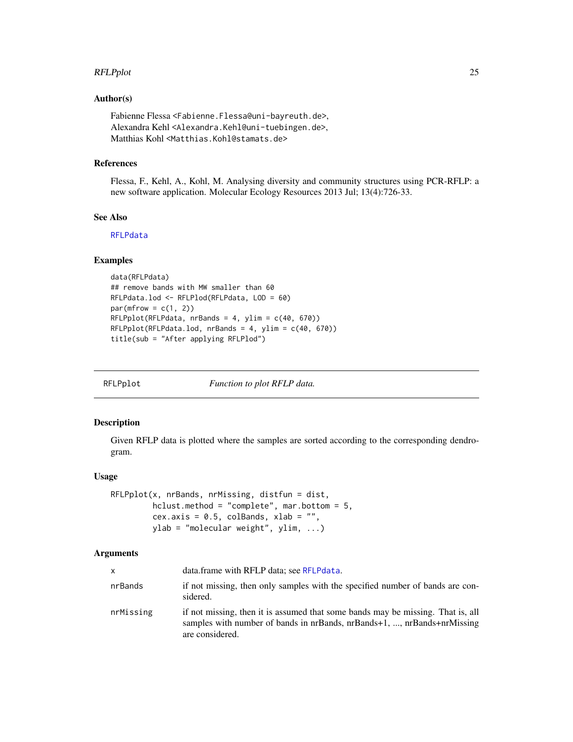### Author(s)

Fabienne Flessa <Fabienne.Flessa@uni-bayreuth.de>,
Alexandra Kehl <Alexandra.Kehl@uni-tuebingen.de>,
Matthias Kohl <Matthias.Kohl@stamats.de>

### References

Flessa, F., Kehl, A., Kohl, M. Analysing diversity and community structures using PCR-RFLP: a new software application. Molecular Ecology Resources 2013 Jul; 13(4):726-33.

### See Also

RFLPdata

### Examples

```
data(RFLPdata)
## remove bands with MW smaller than 60
RFLPdata.lod <- RFLPlod(RFLPdata, LOD = 60)
par(mfrow = c(1, 2))
RFLPplot(RFLPdata, nrBands = 4, ylim = c(40, 670))
RFLPplot(RFLPdata.lod, nrBands = 4, ylim = c(40, 670))
title(sub = "After applying RFLPlod")
```

---

## RFLPplot — *Function to plot RFLP data.*

### Description

Given RFLP data is plotted where the samples are sorted according to the corresponding dendrogram.

### Usage

```
RFLPplot(x, nrBands, nrMissing, distfun = dist,
         hclust.method = "complete", mar.bottom = 5,
         cex.axis = 0.5, colBands, xlab = "",
         ylab = "molecular weight", ylim, ...)
```

### Arguments

| | |
|---|---|
| x | data.frame with RFLP data; see RFLPdata. |
| nrBands | if not missing, then only samples with the specified number of bands are considered. |
| nrMissing | if not missing, then it is assumed that some bands may be missing. That is, all samples with number of bands in nrBands, nrBands+1, ..., nrBands+nrMissing are considered. |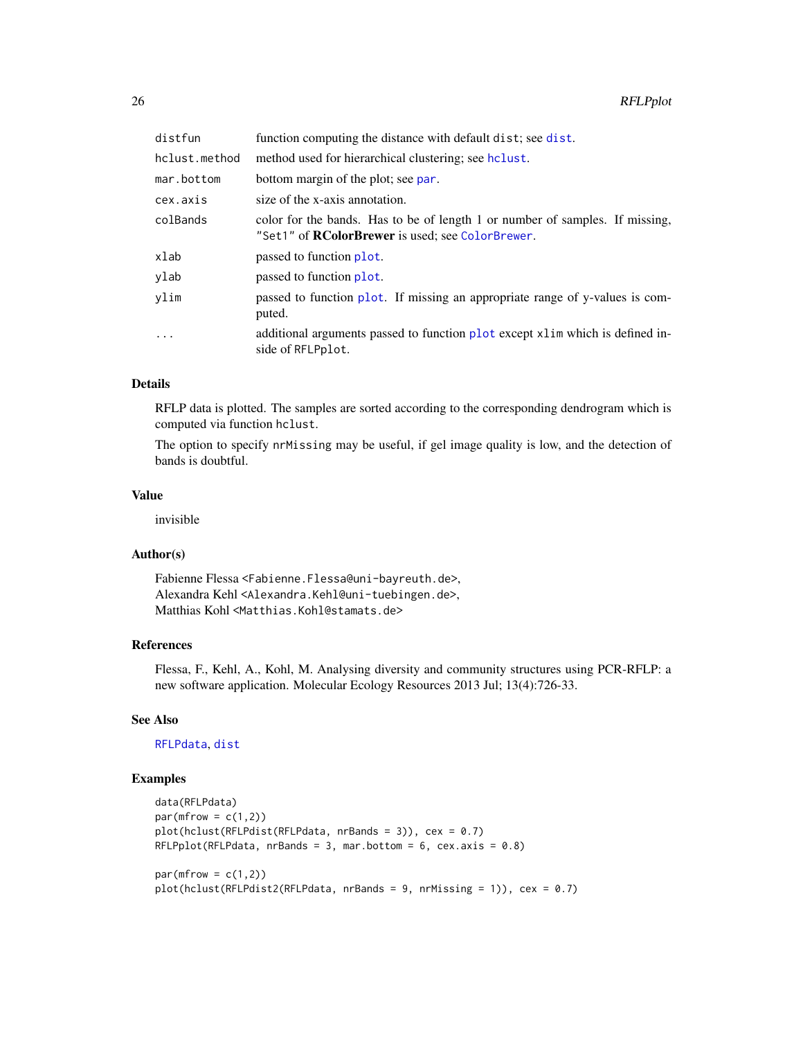| | |
|---|---|
| distfun | function computing the distance with default dist; see dist. |
| hclust.method | method used for hierarchical clustering; see hclust. |
| mar.bottom | bottom margin of the plot; see par. |
| cex.axis | size of the x-axis annotation. |
| colBands | color for the bands. Has to be of length 1 or number of samples. If missing, "Set1" of **RColorBrewer** is used; see ColorBrewer. |
| xlab | passed to function plot. |
| ylab | passed to function plot. |
| ylim | passed to function plot. If missing an appropriate range of y-values is computed. |
| ... | additional arguments passed to function plot except xlim which is defined inside of RFLPplot. |

## Details

RFLP data is plotted. The samples are sorted according to the corresponding dendrogram which is computed via function hclust.

The option to specify nrMissing may be useful, if gel image quality is low, and the detection of bands is doubtful.

## Value

invisible

## Author(s)

Fabienne Flessa <Fabienne.Flessa@uni-bayreuth.de>,
Alexandra Kehl <Alexandra.Kehl@uni-tuebingen.de>,
Matthias Kohl <Matthias.Kohl@stamats.de>

## References

Flessa, F., Kehl, A., Kohl, M. Analysing diversity and community structures using PCR-RFLP: a new software application. Molecular Ecology Resources 2013 Jul; 13(4):726-33.

## See Also

RFLPdata, dist

## Examples

```
data(RFLPdata)
par(mfrow = c(1,2))
plot(hclust(RFLPdist(RFLPdata, nrBands = 3)), cex = 0.7)
RFLPplot(RFLPdata, nrBands = 3, mar.bottom = 6, cex.axis = 0.8)

par(mfrow = c(1,2))
plot(hclust(RFLPdist2(RFLPdata, nrBands = 9, nrMissing = 1)), cex = 0.7)
```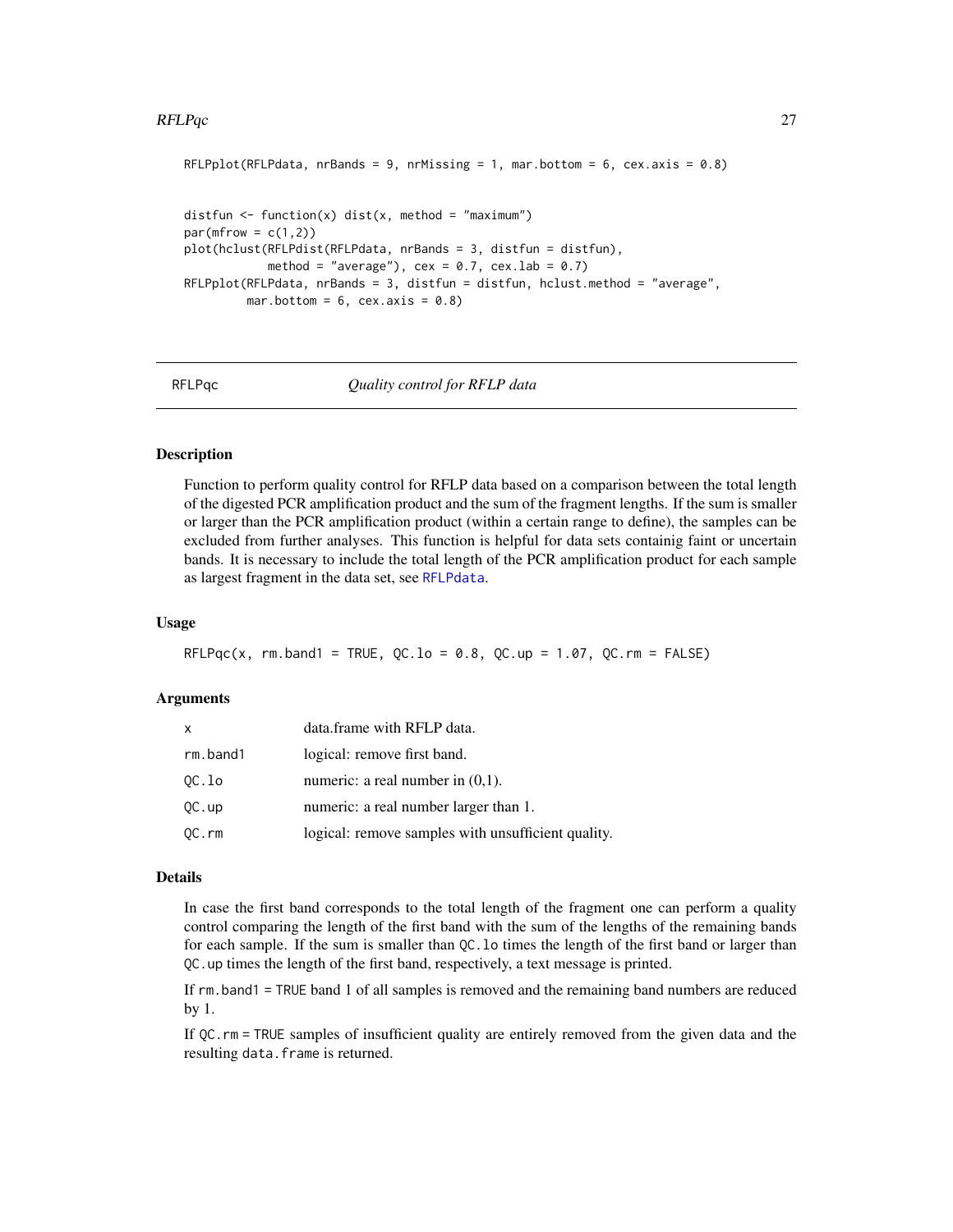```
RFLPplot(RFLPdata, nrBands = 9, nrMissing = 1, mar.bottom = 6, cex.axis = 0.8)


distfun <- function(x) dist(x, method = "maximum")
par(mfrow = c(1,2))
plot(hclust(RFLPdist(RFLPdata, nrBands = 3, distfun = distfun),
            method = "average"), cex = 0.7, cex.lab = 0.7)
RFLPplot(RFLPdata, nrBands = 3, distfun = distfun, hclust.method = "average",
         mar.bottom = 6, cex.axis = 0.8)
```

---

RFLPqc &nbsp;&nbsp;&nbsp;&nbsp; *Quality control for RFLP data*

---

### Description

Function to perform quality control for RFLP data based on a comparison between the total length of the digested PCR amplification product and the sum of the fragment lengths. If the sum is smaller or larger than the PCR amplification product (within a certain range to define), the samples can be excluded from further analyses. This function is helpful for data sets containig faint or uncertain bands. It is necessary to include the total length of the PCR amplification product for each sample as largest fragment in the data set, see `RFLPdata`.

### Usage

```
RFLPqc(x, rm.band1 = TRUE, QC.lo = 0.8, QC.up = 1.07, QC.rm = FALSE)
```

### Arguments

| | |
|---|---|
| `x` | data.frame with RFLP data. |
| `rm.band1` | logical: remove first band. |
| `QC.lo` | numeric: a real number in (0,1). |
| `QC.up` | numeric: a real number larger than 1. |
| `QC.rm` | logical: remove samples with unsufficient quality. |

### Details

In case the first band corresponds to the total length of the fragment one can perform a quality control comparing the length of the first band with the sum of the lengths of the remaining bands for each sample. If the sum is smaller than `QC.lo` times the length of the first band or larger than `QC.up` times the length of the first band, respectively, a text message is printed.

If `rm.band1 = TRUE` band 1 of all samples is removed and the remaining band numbers are reduced by 1.

If `QC.rm = TRUE` samples of insufficient quality are entirely removed from the given data and the resulting `data.frame` is returned.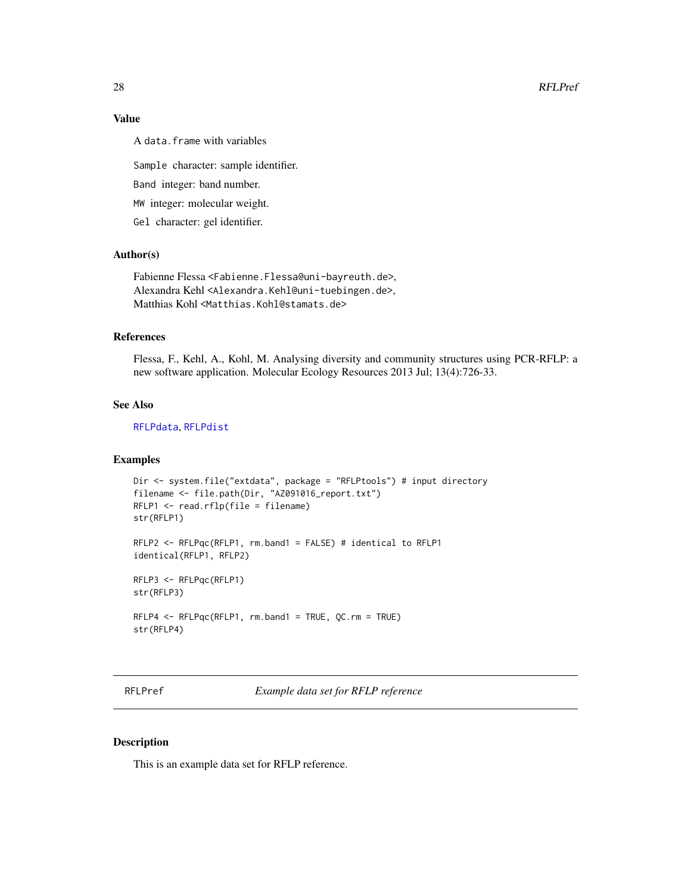### Value

A `data.frame` with variables

`Sample` character: sample identifier.

`Band` integer: band number.

`MW` integer: molecular weight.

`Gel` character: gel identifier.

### Author(s)

Fabienne Flessa <Fabienne.Flessa@uni-bayreuth.de>,
Alexandra Kehl <Alexandra.Kehl@uni-tuebingen.de>,
Matthias Kohl <Matthias.Kohl@stamats.de>

### References

Flessa, F., Kehl, A., Kohl, M. Analysing diversity and community structures using PCR-RFLP: a new software application. Molecular Ecology Resources 2013 Jul; 13(4):726-33.

### See Also

RFLPdata, RFLPdist

### Examples

```
Dir <- system.file("extdata", package = "RFLPtools") # input directory
filename <- file.path(Dir, "AZ091016_report.txt")
RFLP1 <- read.rflp(file = filename)
str(RFLP1)

RFLP2 <- RFLPqc(RFLP1, rm.band1 = FALSE) # identical to RFLP1
identical(RFLP1, RFLP2)

RFLP3 <- RFLPqc(RFLP1)
str(RFLP3)

RFLP4 <- RFLPqc(RFLP1, rm.band1 = TRUE, QC.rm = TRUE)
str(RFLP4)
```

---

## RFLPref — *Example data set for RFLP reference*

### Description

This is an example data set for RFLP reference.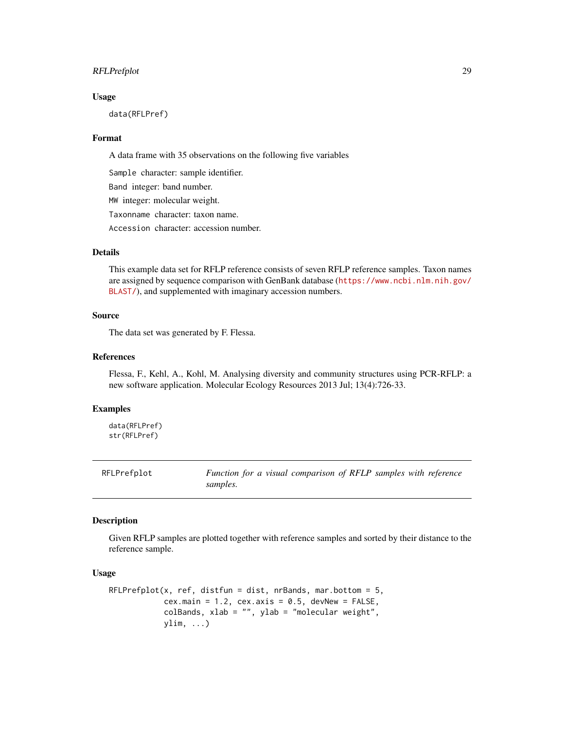### Usage

```
data(RFLPref)
```

### Format

A data frame with 35 observations on the following five variables

`Sample` character: sample identifier.

`Band` integer: band number.

`MW` integer: molecular weight.

`Taxonname` character: taxon name.

`Accession` character: accession number.

### Details

This example data set for RFLP reference consists of seven RFLP reference samples. Taxon names are assigned by sequence comparison with GenBank database (https://www.ncbi.nlm.nih.gov/BLAST/), and supplemented with imaginary accession numbers.

### Source

The data set was generated by F. Flessa.

### References

Flessa, F., Kehl, A., Kohl, M. Analysing diversity and community structures using PCR-RFLP: a new software application. Molecular Ecology Resources 2013 Jul; 13(4):726-33.

### Examples

```
data(RFLPref)
str(RFLPref)
```

---

## RFLPrefplot — *Function for a visual comparison of RFLP samples with reference samples.*

---

### Description

Given RFLP samples are plotted together with reference samples and sorted by their distance to the reference sample.

### Usage

```
RFLPrefplot(x, ref, distfun = dist, nrBands, mar.bottom = 5,
            cex.main = 1.2, cex.axis = 0.5, devNew = FALSE,
            colBands, xlab = "", ylab = "molecular weight",
            ylim, ...)
```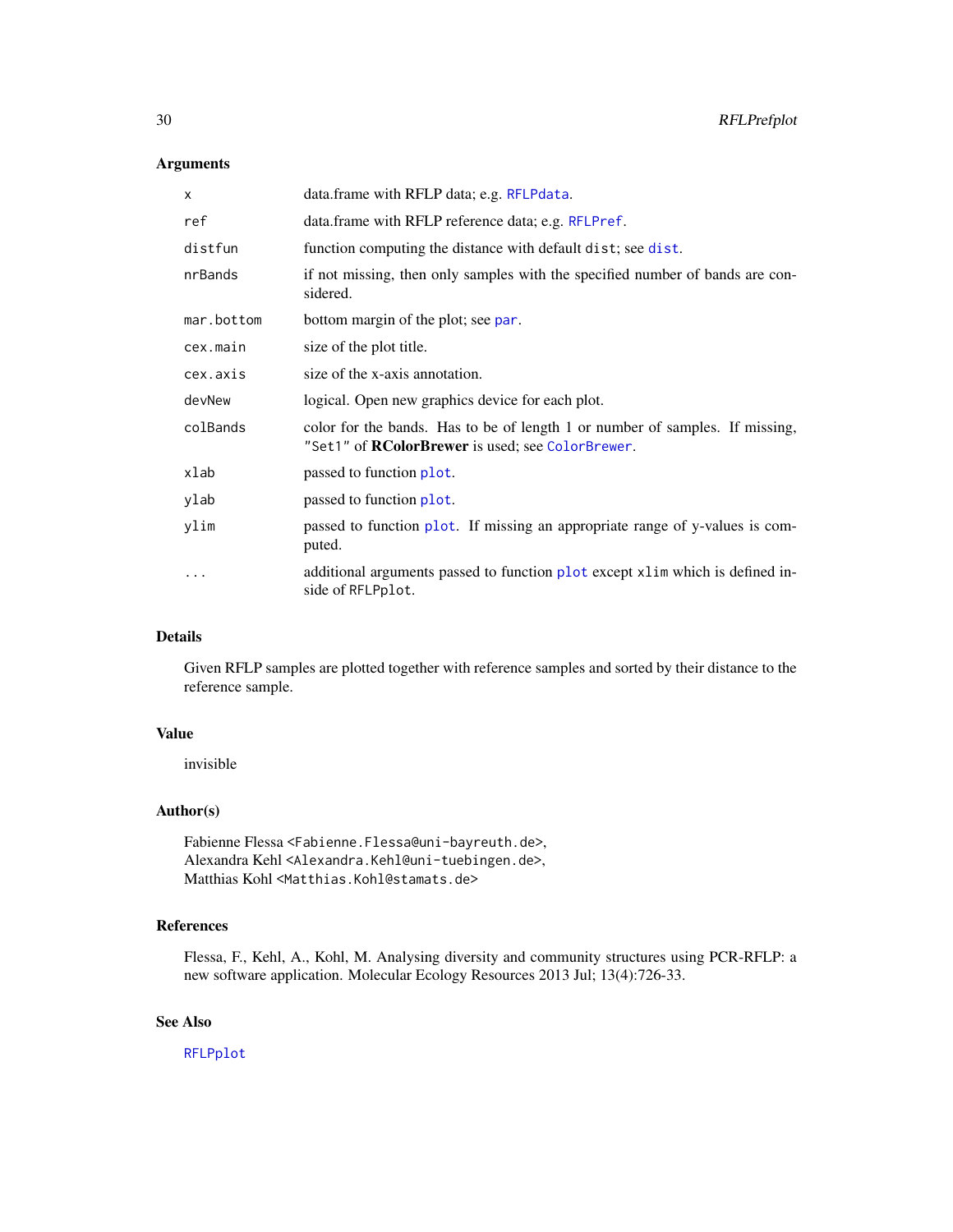## Arguments

| | |
|---|---|
| `x` | data.frame with RFLP data; e.g. `RFLPdata`. |
| `ref` | data.frame with RFLP reference data; e.g. `RFLPref`. |
| `distfun` | function computing the distance with default `dist`; see `dist`. |
| `nrBands` | if not missing, then only samples with the specified number of bands are considered. |
| `mar.bottom` | bottom margin of the plot; see `par`. |
| `cex.main` | size of the plot title. |
| `cex.axis` | size of the x-axis annotation. |
| `devNew` | logical. Open new graphics device for each plot. |
| `colBands` | color for the bands. Has to be of length 1 or number of samples. If missing, `"Set1"` of **RColorBrewer** is used; see `ColorBrewer`. |
| `xlab` | passed to function `plot`. |
| `ylab` | passed to function `plot`. |
| `ylim` | passed to function `plot`. If missing an appropriate range of y-values is computed. |
| `...` | additional arguments passed to function `plot` except `xlim` which is defined inside of `RFLPplot`. |

## Details

Given RFLP samples are plotted together with reference samples and sorted by their distance to the reference sample.

## Value

invisible

## Author(s)

Fabienne Flessa <Fabienne.Flessa@uni-bayreuth.de>,
Alexandra Kehl <Alexandra.Kehl@uni-tuebingen.de>,
Matthias Kohl <Matthias.Kohl@stamats.de>

## References

Flessa, F., Kehl, A., Kohl, M. Analysing diversity and community structures using PCR-RFLP: a new software application. Molecular Ecology Resources 2013 Jul; 13(4):726-33.

## See Also

`RFLPplot`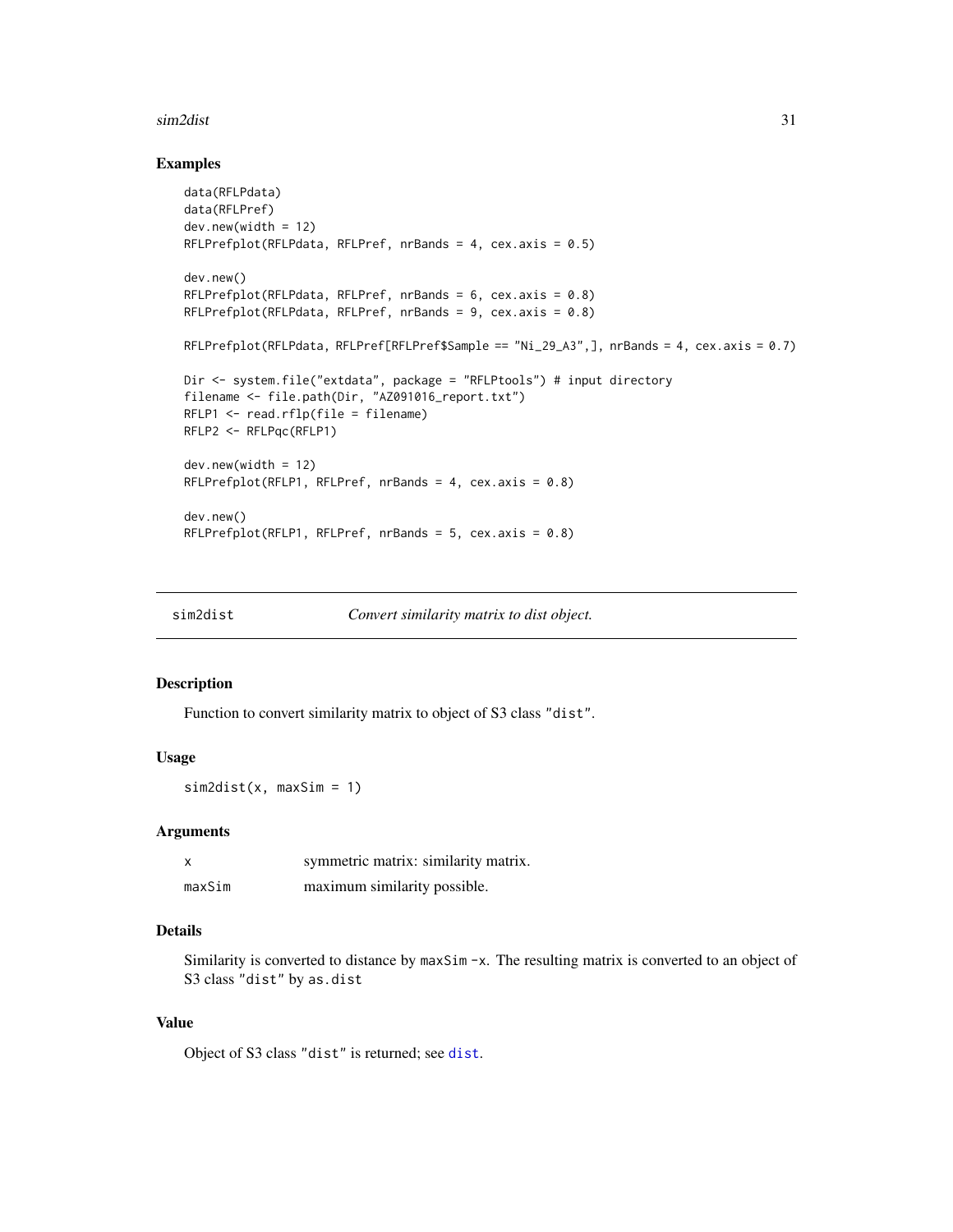## Examples

```
data(RFLPdata)
data(RFLPref)
dev.new(width = 12)
RFLPrefplot(RFLPdata, RFLPref, nrBands = 4, cex.axis = 0.5)

dev.new()
RFLPrefplot(RFLPdata, RFLPref, nrBands = 6, cex.axis = 0.8)
RFLPrefplot(RFLPdata, RFLPref, nrBands = 9, cex.axis = 0.8)

RFLPrefplot(RFLPdata, RFLPref[RFLPref$Sample == "Ni_29_A3",], nrBands = 4, cex.axis = 0.7)

Dir <- system.file("extdata", package = "RFLPtools") # input directory
filename <- file.path(Dir, "AZ091016_report.txt")
RFLP1 <- read.rflp(file = filename)
RFLP2 <- RFLPqc(RFLP1)

dev.new(width = 12)
RFLPrefplot(RFLP1, RFLPref, nrBands = 4, cex.axis = 0.8)

dev.new()
RFLPrefplot(RFLP1, RFLPref, nrBands = 5, cex.axis = 0.8)
```

---

# sim2dist — *Convert similarity matrix to dist object.*

## Description

Function to convert similarity matrix to object of S3 class "dist".

## Usage

```
sim2dist(x, maxSim = 1)
```

## Arguments

| | |
|---|---|
| x | symmetric matrix: similarity matrix. |
| maxSim | maximum similarity possible. |

## Details

Similarity is converted to distance by `maxSim -x`. The resulting matrix is converted to an object of S3 class "dist" by `as.dist`

## Value

Object of S3 class "dist" is returned; see `dist`.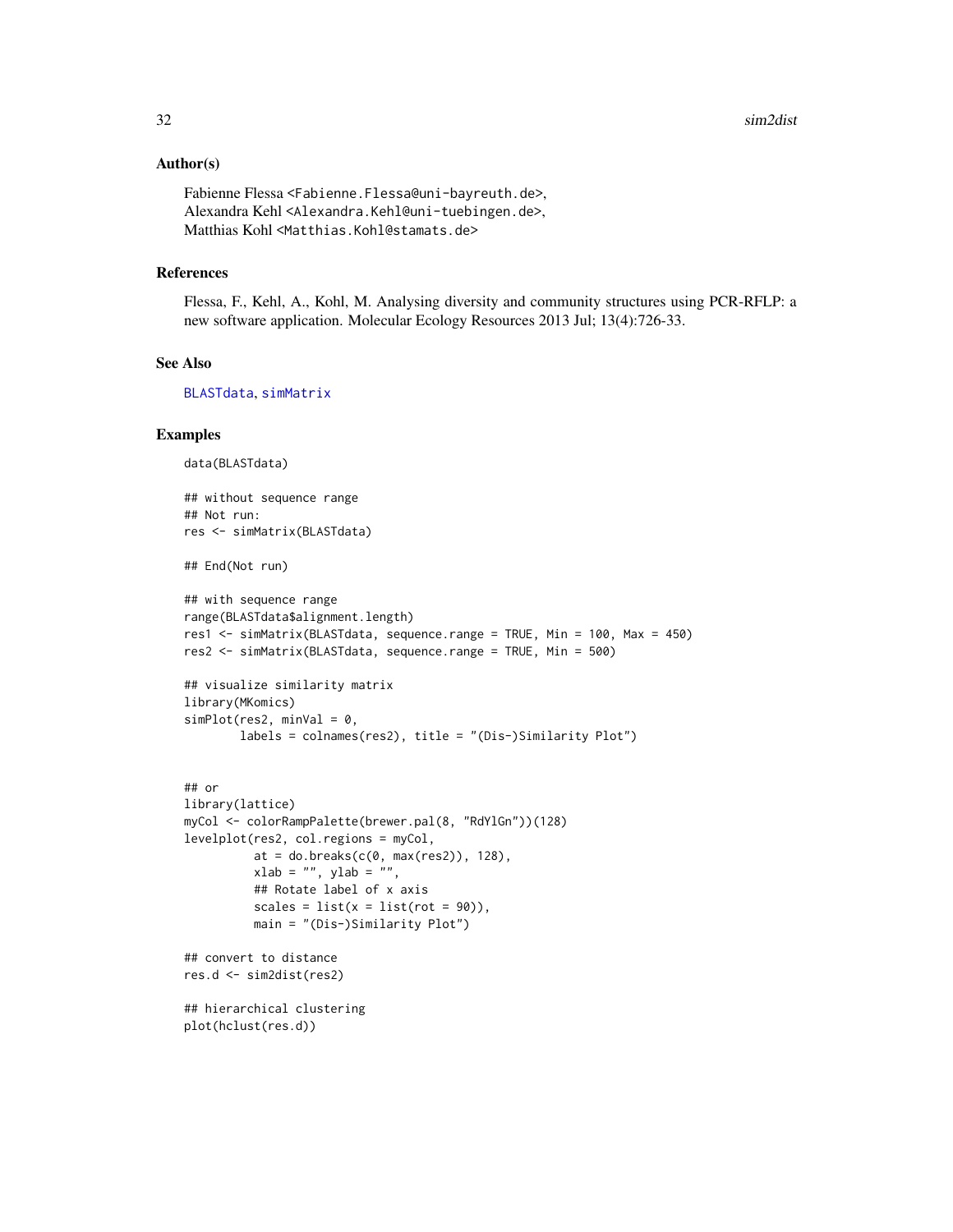## Author(s)

Fabienne Flessa <Fabienne.Flessa@uni-bayreuth.de>,
Alexandra Kehl <Alexandra.Kehl@uni-tuebingen.de>,
Matthias Kohl <Matthias.Kohl@stamats.de>

## References

Flessa, F., Kehl, A., Kohl, M. Analysing diversity and community structures using PCR-RFLP: a new software application. Molecular Ecology Resources 2013 Jul; 13(4):726-33.

## See Also

BLASTdata, simMatrix

## Examples

```
data(BLASTdata)

## without sequence range
## Not run:
res <- simMatrix(BLASTdata)

## End(Not run)

## with sequence range
range(BLASTdata$alignment.length)
res1 <- simMatrix(BLASTdata, sequence.range = TRUE, Min = 100, Max = 450)
res2 <- simMatrix(BLASTdata, sequence.range = TRUE, Min = 500)

## visualize similarity matrix
library(MKomics)
simPlot(res2, minVal = 0,
        labels = colnames(res2), title = "(Dis-)Similarity Plot")


## or
library(lattice)
myCol <- colorRampPalette(brewer.pal(8, "RdYlGn"))(128)
levelplot(res2, col.regions = myCol,
          at = do.breaks(c(0, max(res2)), 128),
          xlab = "", ylab = "",
          ## Rotate label of x axis
          scales = list(x = list(rot = 90)),
          main = "(Dis-)Similarity Plot")

## convert to distance
res.d <- sim2dist(res2)

## hierarchical clustering
plot(hclust(res.d))
```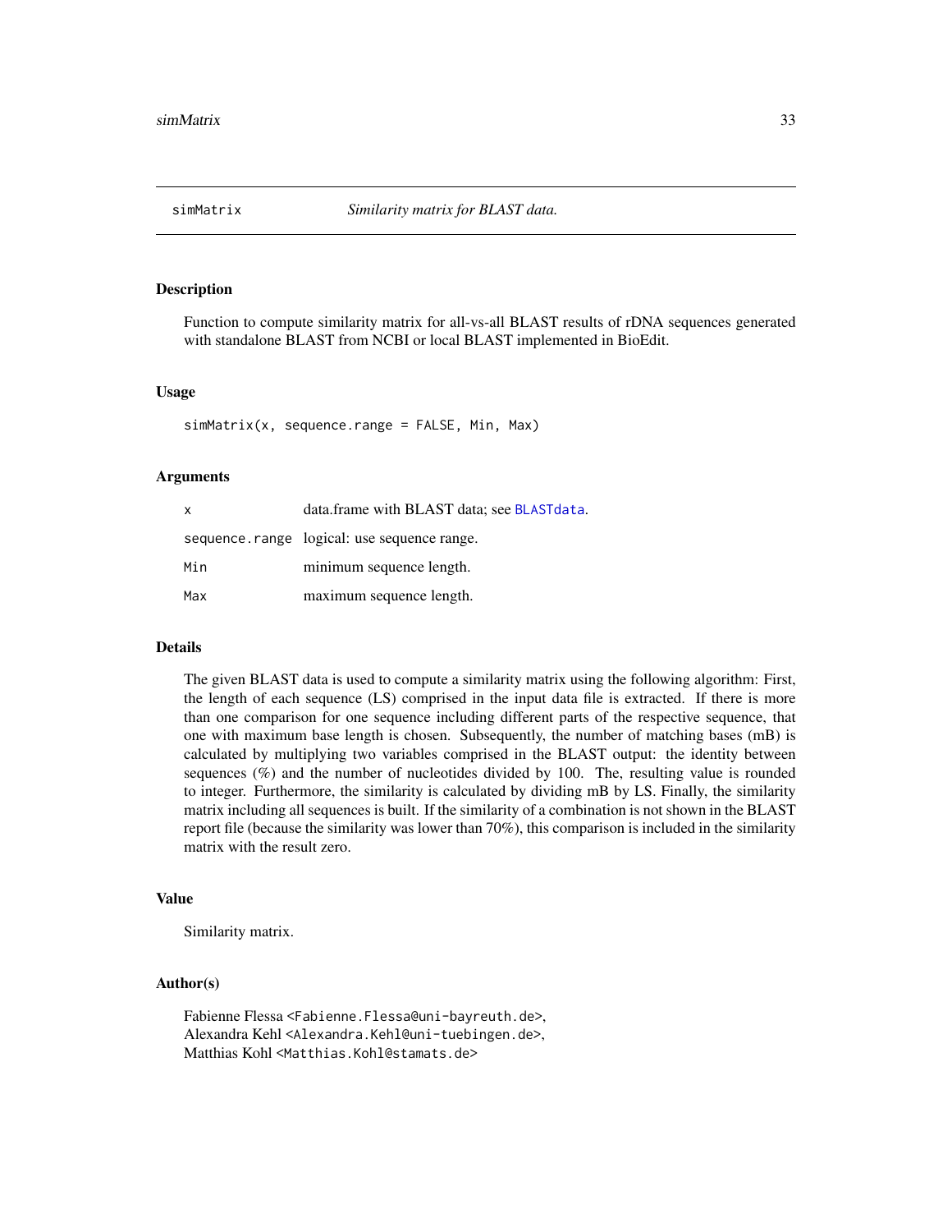## simMatrix *Similarity matrix for BLAST data.*

### Description

Function to compute similarity matrix for all-vs-all BLAST results of rDNA sequences generated with standalone BLAST from NCBI or local BLAST implemented in BioEdit.

### Usage

```
simMatrix(x, sequence.range = FALSE, Min, Max)
```

### Arguments

| | |
|---|---|
| `x` | data.frame with BLAST data; see `BLASTdata`. |
| `sequence.range` | logical: use sequence range. |
| `Min` | minimum sequence length. |
| `Max` | maximum sequence length. |

### Details

The given BLAST data is used to compute a similarity matrix using the following algorithm: First, the length of each sequence (LS) comprised in the input data file is extracted. If there is more than one comparison for one sequence including different parts of the respective sequence, that one with maximum base length is chosen. Subsequently, the number of matching bases (mB) is calculated by multiplying two variables comprised in the BLAST output: the identity between sequences (%) and the number of nucleotides divided by 100. The, resulting value is rounded to integer. Furthermore, the similarity is calculated by dividing mB by LS. Finally, the similarity matrix including all sequences is built. If the similarity of a combination is not shown in the BLAST report file (because the similarity was lower than 70%), this comparison is included in the similarity matrix with the result zero.

### Value

Similarity matrix.

### Author(s)

Fabienne Flessa <Fabienne.Flessa@uni-bayreuth.de>,
Alexandra Kehl <Alexandra.Kehl@uni-tuebingen.de>,
Matthias Kohl <Matthias.Kohl@stamats.de>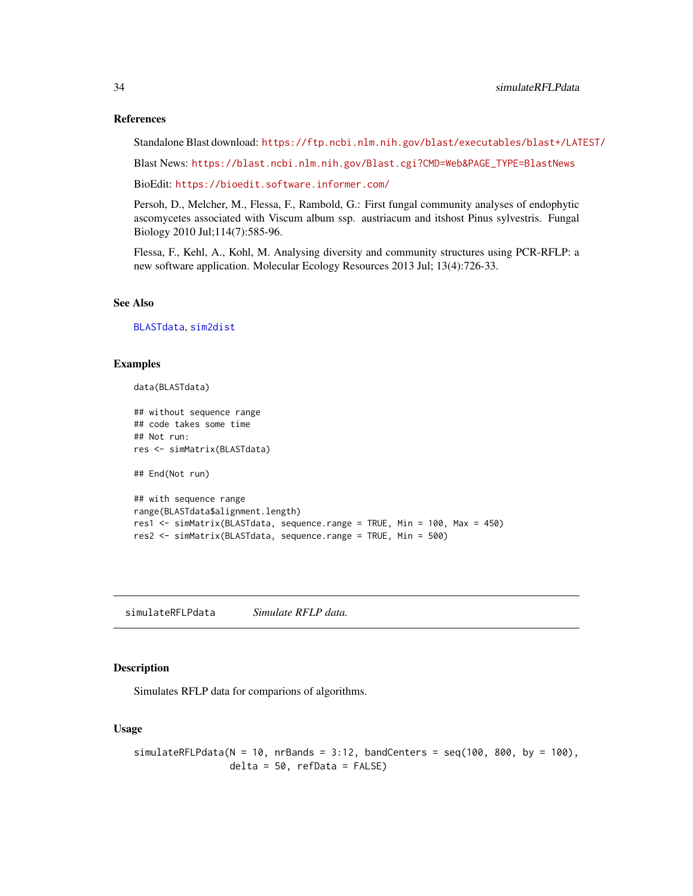## References

Standalone Blast download: https://ftp.ncbi.nlm.nih.gov/blast/executables/blast+/LATEST/

Blast News: https://blast.ncbi.nlm.nih.gov/Blast.cgi?CMD=Web&PAGE_TYPE=BlastNews

BioEdit: https://bioedit.software.informer.com/

Persoh, D., Melcher, M., Flessa, F., Rambold, G.: First fungal community analyses of endophytic ascomycetes associated with Viscum album ssp. austriacum and itshost Pinus sylvestris. Fungal Biology 2010 Jul;114(7):585-96.

Flessa, F., Kehl, A., Kohl, M. Analysing diversity and community structures using PCR-RFLP: a new software application. Molecular Ecology Resources 2013 Jul; 13(4):726-33.

## See Also

BLASTdata, sim2dist

## Examples

```
data(BLASTdata)

## without sequence range
## code takes some time
## Not run:
res <- simMatrix(BLASTdata)

## End(Not run)

## with sequence range
range(BLASTdata$alignment.length)
res1 <- simMatrix(BLASTdata, sequence.range = TRUE, Min = 100, Max = 450)
res2 <- simMatrix(BLASTdata, sequence.range = TRUE, Min = 500)
```

---

# simulateRFLPdata *Simulate RFLP data.*

## Description

Simulates RFLP data for comparions of algorithms.

## Usage

```
simulateRFLPdata(N = 10, nrBands = 3:12, bandCenters = seq(100, 800, by = 100),
                 delta = 50, refData = FALSE)
```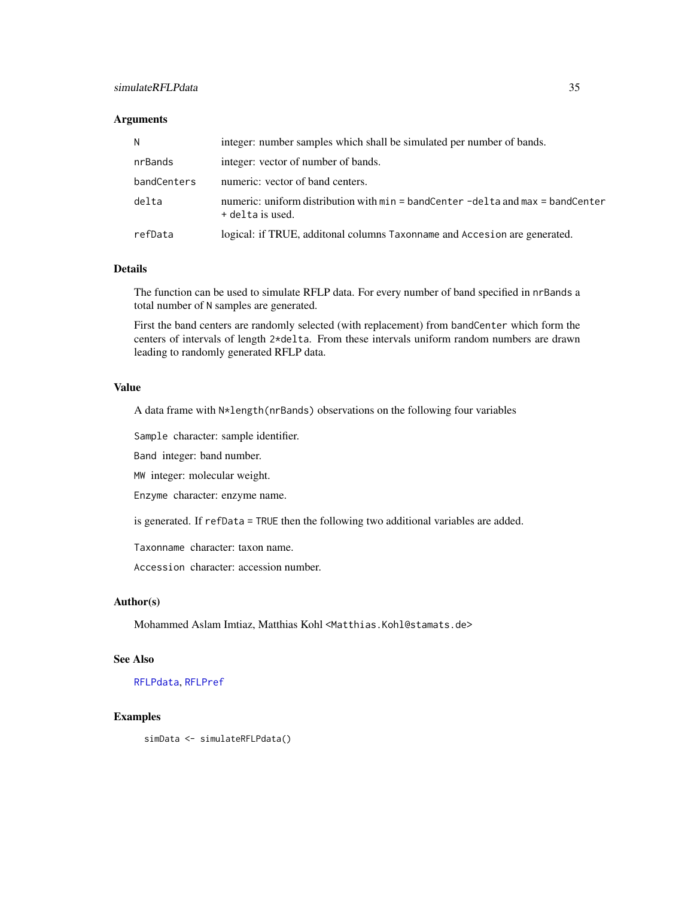### Arguments

| | |
|---|---|
| N | integer: number samples which shall be simulated per number of bands. |
| nrBands | integer: vector of number of bands. |
| bandCenters | numeric: vector of band centers. |
| delta | numeric: uniform distribution with min = bandCenter -delta and max = bandCenter + delta is used. |
| refData | logical: if TRUE, additonal columns Taxonname and Accesion are generated. |

### Details

The function can be used to simulate RFLP data. For every number of band specified in nrBands a total number of N samples are generated.

First the band centers are randomly selected (with replacement) from bandCenter which form the centers of intervals of length 2*delta. From these intervals uniform random numbers are drawn leading to randomly generated RFLP data.

### Value

A data frame with N*length(nrBands) observations on the following four variables

Sample character: sample identifier.

Band integer: band number.

MW integer: molecular weight.

Enzyme character: enzyme name.

is generated. If refData = TRUE then the following two additional variables are added.

Taxonname character: taxon name.

Accession character: accession number.

### Author(s)

Mohammed Aslam Imtiaz, Matthias Kohl <Matthias.Kohl@stamats.de>

### See Also

RFLPdata, RFLPref

### Examples

```
simData <- simulateRFLPdata()
```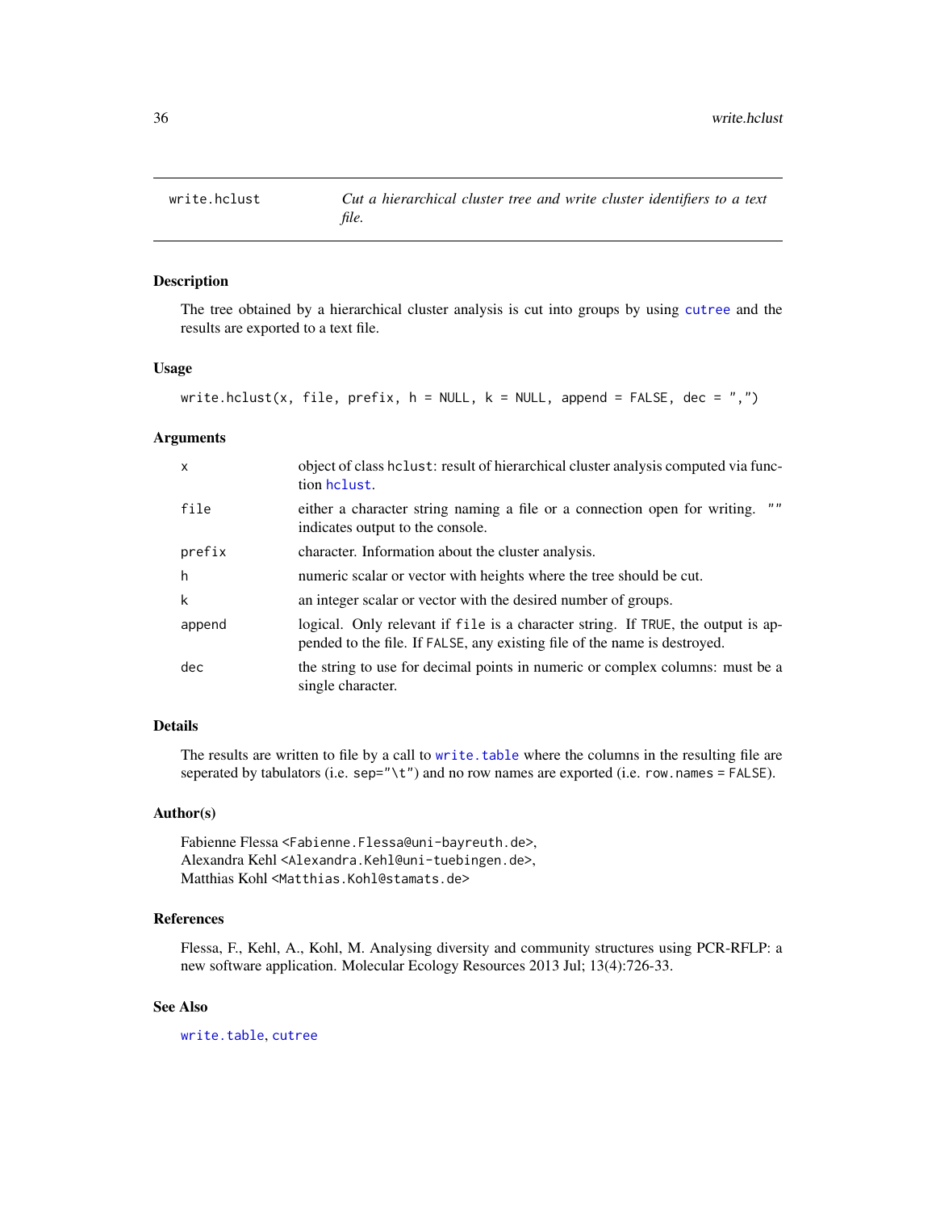## write.hclust

*Cut a hierarchical cluster tree and write cluster identifiers to a text file.*

### Description

The tree obtained by a hierarchical cluster analysis is cut into groups by using cutree and the results are exported to a text file.

### Usage

```
write.hclust(x, file, prefix, h = NULL, k = NULL, append = FALSE, dec = ",")
```

### Arguments

| | |
|---|---|
| x | object of class hclust: result of hierarchical cluster analysis computed via function hclust. |
| file | either a character string naming a file or a connection open for writing. "" indicates output to the console. |
| prefix | character. Information about the cluster analysis. |
| h | numeric scalar or vector with heights where the tree should be cut. |
| k | an integer scalar or vector with the desired number of groups. |
| append | logical. Only relevant if file is a character string. If TRUE, the output is appended to the file. If FALSE, any existing file of the name is destroyed. |
| dec | the string to use for decimal points in numeric or complex columns: must be a single character. |

### Details

The results are written to file by a call to write.table where the columns in the resulting file are seperated by tabulators (i.e. sep="\t") and no row names are exported (i.e. row.names = FALSE).

### Author(s)

Fabienne Flessa <Fabienne.Flessa@uni-bayreuth.de>,  
Alexandra Kehl <Alexandra.Kehl@uni-tuebingen.de>,  
Matthias Kohl <Matthias.Kohl@stamats.de>

### References

Flessa, F., Kehl, A., Kohl, M. Analysing diversity and community structures using PCR-RFLP: a new software application. Molecular Ecology Resources 2013 Jul; 13(4):726-33.

### See Also

write.table, cutree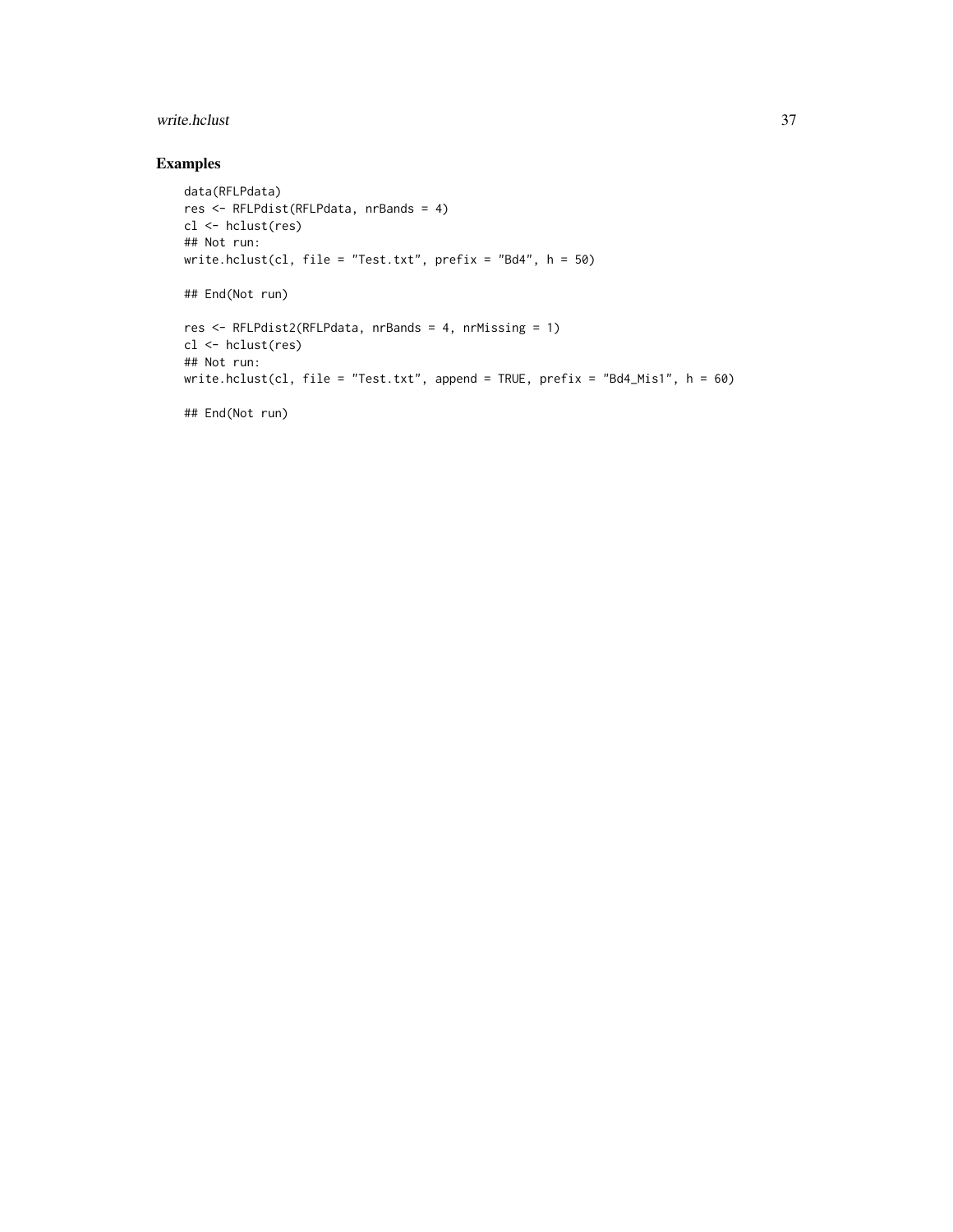## Examples

```
data(RFLPdata)
res <- RFLPdist(RFLPdata, nrBands = 4)
cl <- hclust(res)
## Not run:
write.hclust(cl, file = "Test.txt", prefix = "Bd4", h = 50)

## End(Not run)

res <- RFLPdist2(RFLPdata, nrBands = 4, nrMissing = 1)
cl <- hclust(res)
## Not run:
write.hclust(cl, file = "Test.txt", append = TRUE, prefix = "Bd4_Mis1", h = 60)

## End(Not run)
```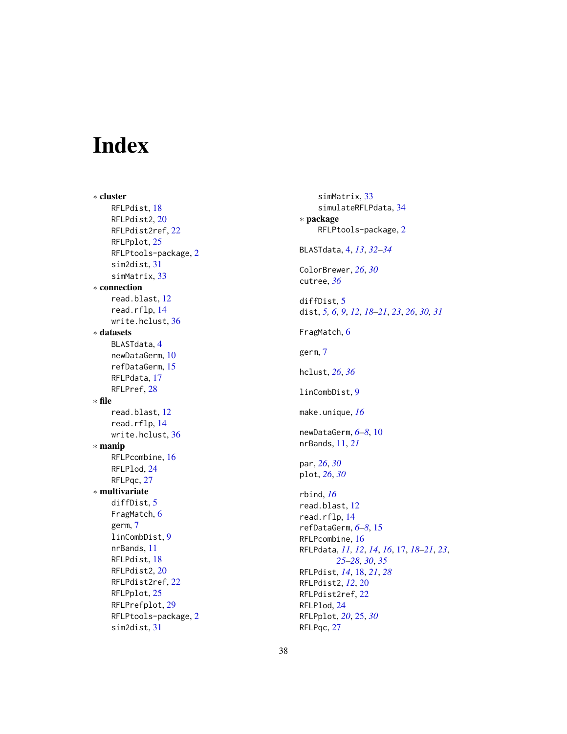# Index

∗ **cluster**

RFLPdist, 18
RFLPdist2, 20
RFLPdist2ref, 22
RFLPplot, 25
RFLPtools-package, 2
sim2dist, 31
simMatrix, 33

∗ **connection**

read.blast, 12
read.rflp, 14
write.hclust, 36

∗ **datasets**

BLASTdata, 4
newDataGerm, 10
refDataGerm, 15
RFLPdata, 17
RFLPref, 28

∗ **file**

read.blast, 12
read.rflp, 14
write.hclust, 36

∗ **manip**

RFLPcombine, 16
RFLPlod, 24
RFLPqc, 27

∗ **multivariate**

diffDist, 5
FragMatch, 6
germ, 7
linCombDist, 9
nrBands, 11
RFLPdist, 18
RFLPdist2, 20
RFLPdist2ref, 22
RFLPplot, 25
RFLPrefplot, 29
RFLPtools-package, 2
sim2dist, 31
simMatrix, 33
simulateRFLPdata, 34

∗ **package**

RFLPtools-package, 2

BLASTdata, 4, *13*, *32–34*

ColorBrewer, *26*, *30*
cutree, *36*

diffDist, 5
dist, *5, 6*, *9*, *12*, *18–21*, *23*, *26*, *30, 31*

FragMatch, 6

germ, 7

hclust, *26*, *36*

linCombDist, 9

make.unique, *16*

newDataGerm, *6–8*, 10
nrBands, 11, *21*

par, *26*, *30*
plot, *26*, *30*

rbind, *16*
read.blast, 12
read.rflp, 14
refDataGerm, *6–8*, 15
RFLPcombine, 16
RFLPdata, *11, 12*, *14*, *16*, 17, *18–21*, *23*, *25–28*, *30*, *35*
RFLPdist, *14*, 18, *21*, *28*
RFLPdist2, *12*, 20
RFLPdist2ref, 22
RFLPlod, 24
RFLPplot, *20*, 25, *30*
RFLPqc, 27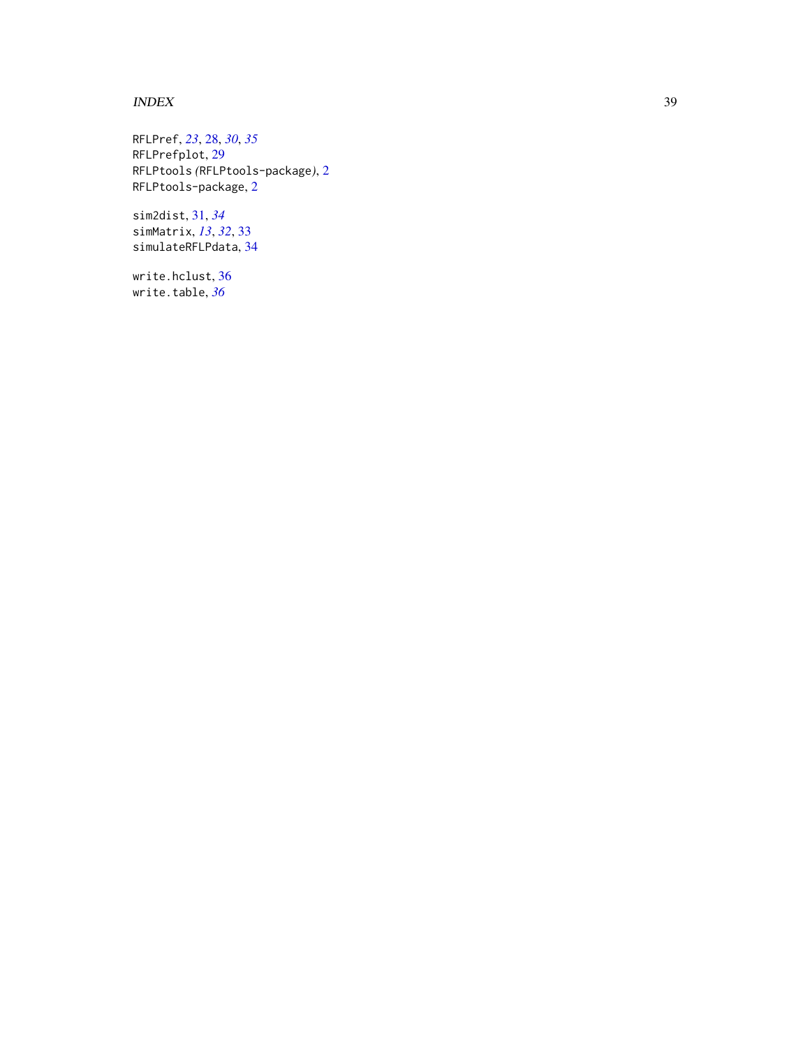RFLPref, *23*, 28, *30*, *35*
RFLPrefplot, 29
RFLPtools (RFLPtools-package), 2
RFLPtools-package, 2

sim2dist, 31, *34*
simMatrix, *13*, *32*, 33
simulateRFLPdata, 34

write.hclust, 36
write.table, *36*